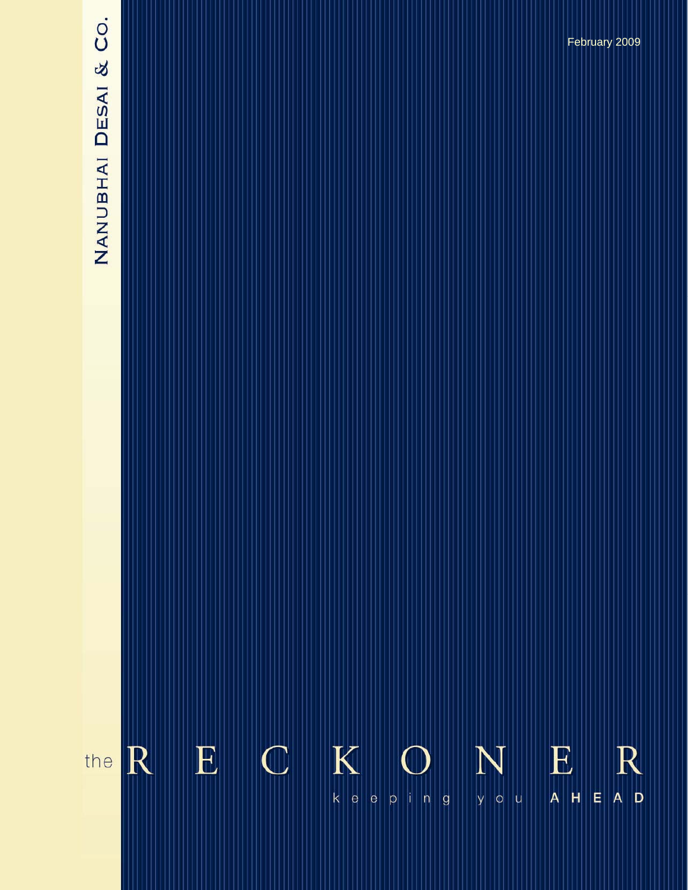NANUBHAI DESAI & CO.

February 2009

# the RECKONER

keeping you AHEAD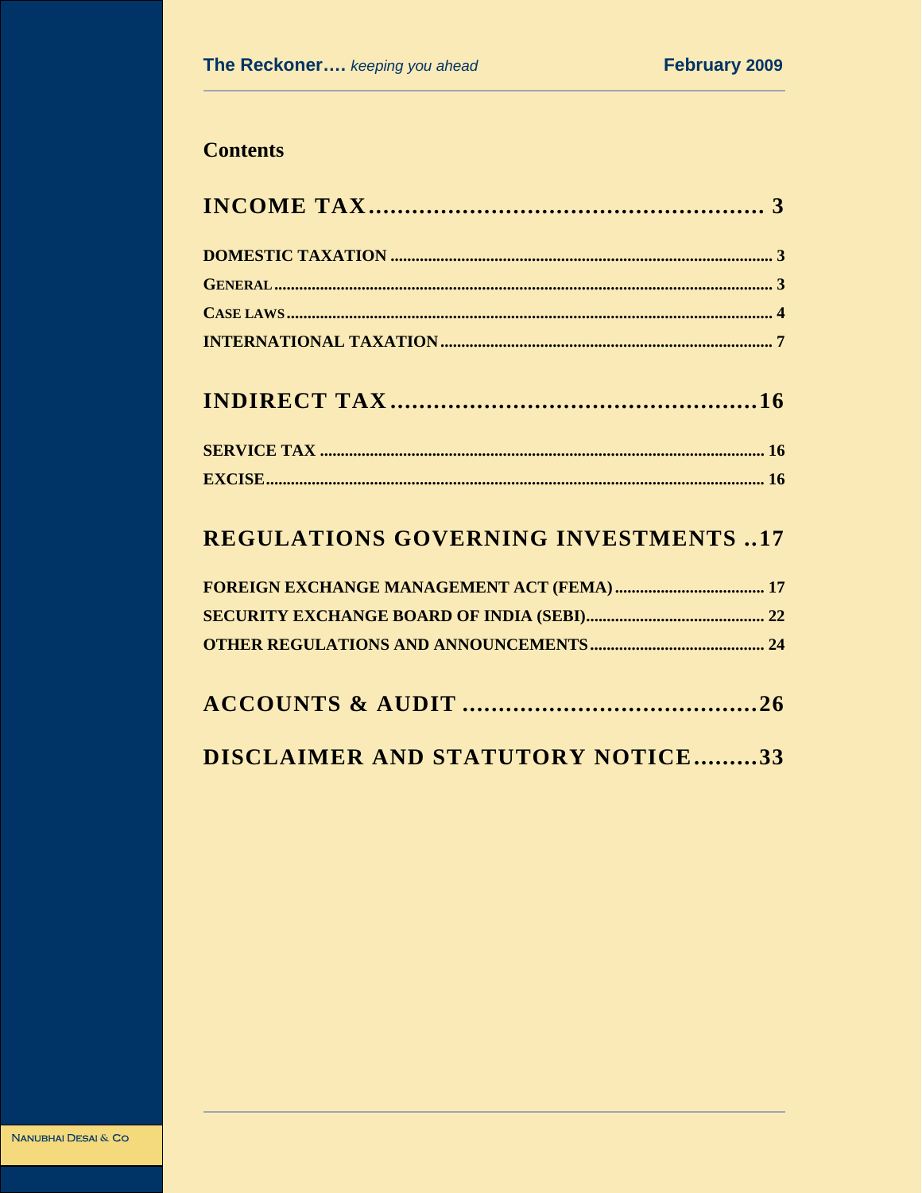## Contents

**INCOME TAX** ........................................................ 3

- DOMESTIC TAXATION ........................................................ 3
- GENERAL ........................................................ 3
- CASE LAWS ........................................................ 4
- INTERNATIONAL TAXATION ........................................................ 7

**INDIRECT TAX** ........................................................ 16

- SERVICE TAX ........................................................ 16
- EXCISE ........................................................ 16

**REGULATIONS GOVERNING INVESTMENTS** ........................................................ 17

- FOREIGN EXCHANGE MANAGEMENT ACT (FEMA) ........................................................ 17
- SECURITY EXCHANGE BOARD OF INDIA (SEBI) ........................................................ 22
- OTHER REGULATIONS AND ANNOUNCEMENTS ........................................................ 24

**ACCOUNTS & AUDIT** ........................................................ 26

**DISCLAIMER AND STATUTORY NOTICE** ........................................................ 33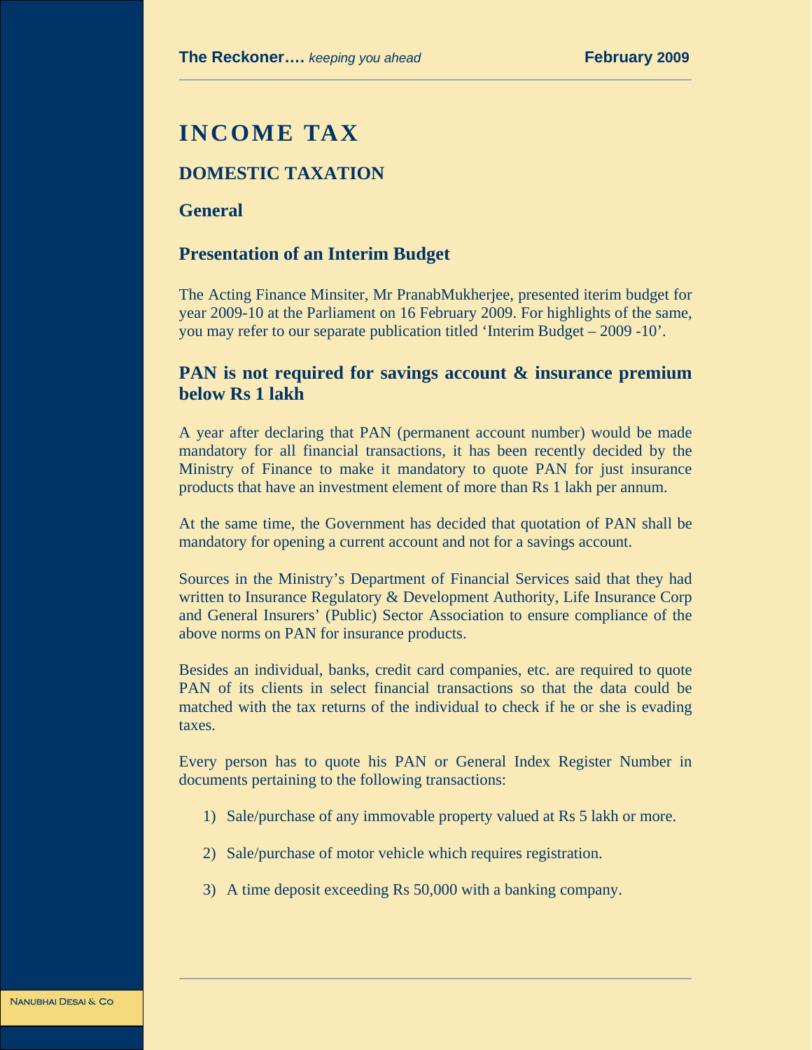# INCOME TAX

## DOMESTIC TAXATION

### General

### Presentation of an Interim Budget

The Acting Finance Minsiter, Mr PranabMukherjee, presented iterim budget for year 2009-10 at the Parliament on 16 February 2009. For highlights of the same, you may refer to our separate publication titled 'Interim Budget – 2009 -10'.

### PAN is not required for savings account & insurance premium below Rs 1 lakh

A year after declaring that PAN (permanent account number) would be made mandatory for all financial transactions, it has been recently decided by the Ministry of Finance to make it mandatory to quote PAN for just insurance products that have an investment element of more than Rs 1 lakh per annum.

At the same time, the Government has decided that quotation of PAN shall be mandatory for opening a current account and not for a savings account.

Sources in the Ministry's Department of Financial Services said that they had written to Insurance Regulatory & Development Authority, Life Insurance Corp and General Insurers' (Public) Sector Association to ensure compliance of the above norms on PAN for insurance products.

Besides an individual, banks, credit card companies, etc. are required to quote PAN of its clients in select financial transactions so that the data could be matched with the tax returns of the individual to check if he or she is evading taxes.

Every person has to quote his PAN or General Index Register Number in documents pertaining to the following transactions:

1) Sale/purchase of any immovable property valued at Rs 5 lakh or more.

2) Sale/purchase of motor vehicle which requires registration.

3) A time deposit exceeding Rs 50,000 with a banking company.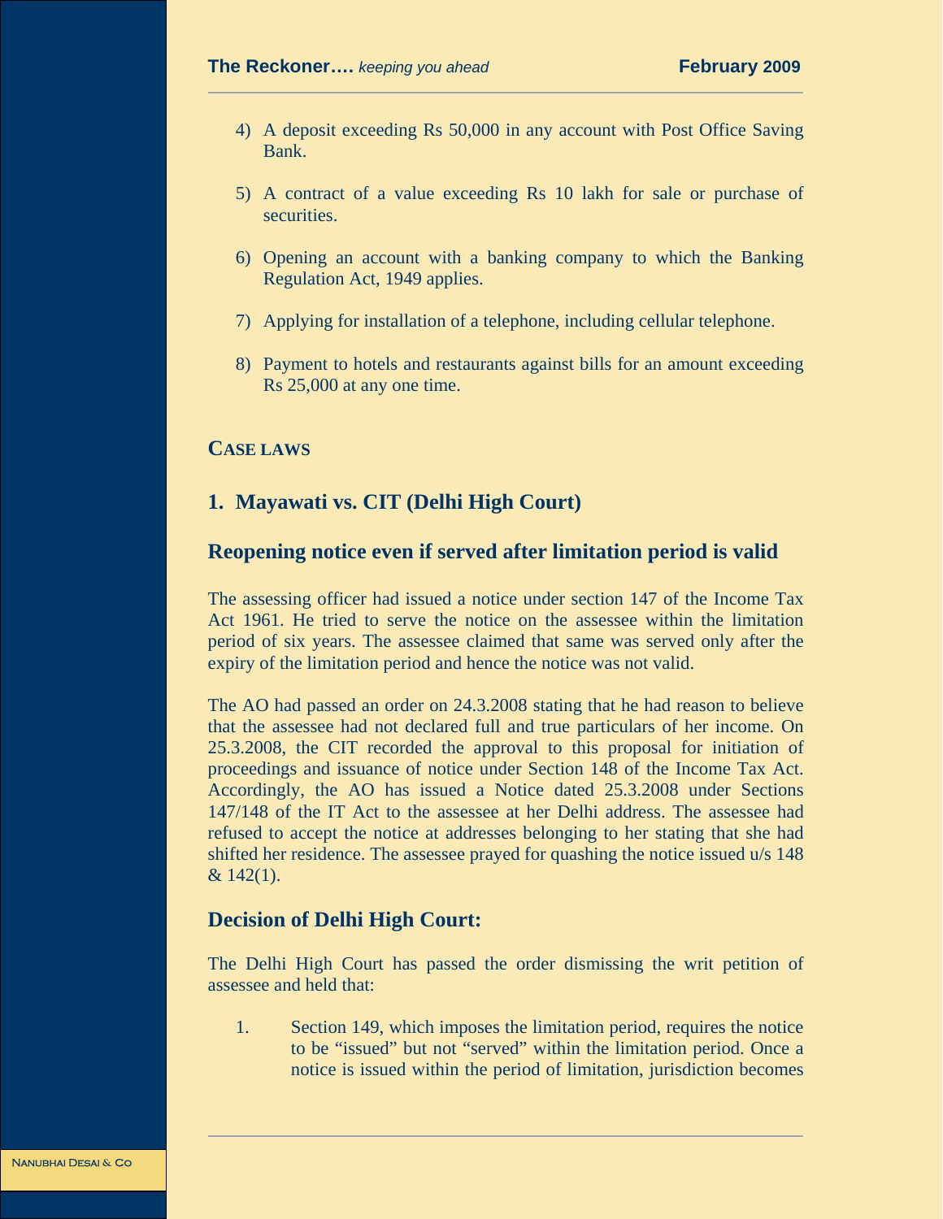4) A deposit exceeding Rs 50,000 in any account with Post Office Saving Bank.

5) A contract of a value exceeding Rs 10 lakh for sale or purchase of securities.

6) Opening an account with a banking company to which the Banking Regulation Act, 1949 applies.

7) Applying for installation of a telephone, including cellular telephone.

8) Payment to hotels and restaurants against bills for an amount exceeding Rs 25,000 at any one time.

## CASE LAWS

### 1. Mayawati vs. CIT (Delhi High Court)

### Reopening notice even if served after limitation period is valid

The assessing officer had issued a notice under section 147 of the Income Tax Act 1961. He tried to serve the notice on the assessee within the limitation period of six years. The assessee claimed that same was served only after the expiry of the limitation period and hence the notice was not valid.

The AO had passed an order on 24.3.2008 stating that he had reason to believe that the assessee had not declared full and true particulars of her income. On 25.3.2008, the CIT recorded the approval to this proposal for initiation of proceedings and issuance of notice under Section 148 of the Income Tax Act. Accordingly, the AO has issued a Notice dated 25.3.2008 under Sections 147/148 of the IT Act to the assessee at her Delhi address. The assessee had refused to accept the notice at addresses belonging to her stating that she had shifted her residence. The assessee prayed for quashing the notice issued u/s 148 & 142(1).

### Decision of Delhi High Court:

The Delhi High Court has passed the order dismissing the writ petition of assessee and held that:

1. Section 149, which imposes the limitation period, requires the notice to be "issued" but not "served" within the limitation period. Once a notice is issued within the period of limitation, jurisdiction becomes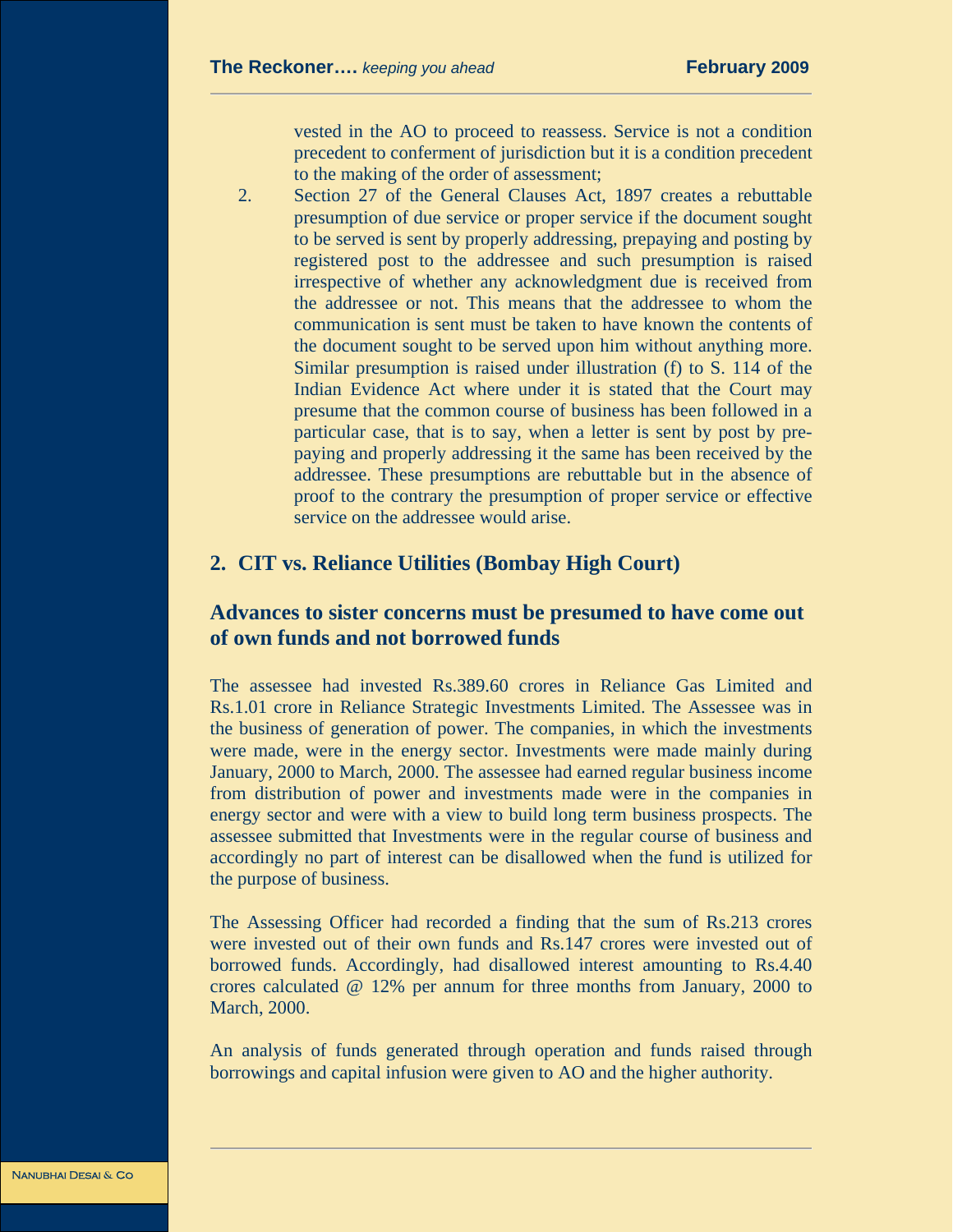vested in the AO to proceed to reassess. Service is not a condition precedent to conferment of jurisdiction but it is a condition precedent to the making of the order of assessment;

2. Section 27 of the General Clauses Act, 1897 creates a rebuttable presumption of due service or proper service if the document sought to be served is sent by properly addressing, prepaying and posting by registered post to the addressee and such presumption is raised irrespective of whether any acknowledgment due is received from the addressee or not. This means that the addressee to whom the communication is sent must be taken to have known the contents of the document sought to be served upon him without anything more. Similar presumption is raised under illustration (f) to S. 114 of the Indian Evidence Act where under it is stated that the Court may presume that the common course of business has been followed in a particular case, that is to say, when a letter is sent by post by pre-paying and properly addressing it the same has been received by the addressee. These presumptions are rebuttable but in the absence of proof to the contrary the presumption of proper service or effective service on the addressee would arise.

## 2. CIT vs. Reliance Utilities (Bombay High Court)

## Advances to sister concerns must be presumed to have come out of own funds and not borrowed funds

The assessee had invested Rs.389.60 crores in Reliance Gas Limited and Rs.1.01 crore in Reliance Strategic Investments Limited. The Assessee was in the business of generation of power. The companies, in which the investments were made, were in the energy sector. Investments were made mainly during January, 2000 to March, 2000. The assessee had earned regular business income from distribution of power and investments made were in the companies in energy sector and were with a view to build long term business prospects. The assessee submitted that Investments were in the regular course of business and accordingly no part of interest can be disallowed when the fund is utilized for the purpose of business.

The Assessing Officer had recorded a finding that the sum of Rs.213 crores were invested out of their own funds and Rs.147 crores were invested out of borrowed funds. Accordingly, had disallowed interest amounting to Rs.4.40 crores calculated @ 12% per annum for three months from January, 2000 to March, 2000.

An analysis of funds generated through operation and funds raised through borrowings and capital infusion were given to AO and the higher authority.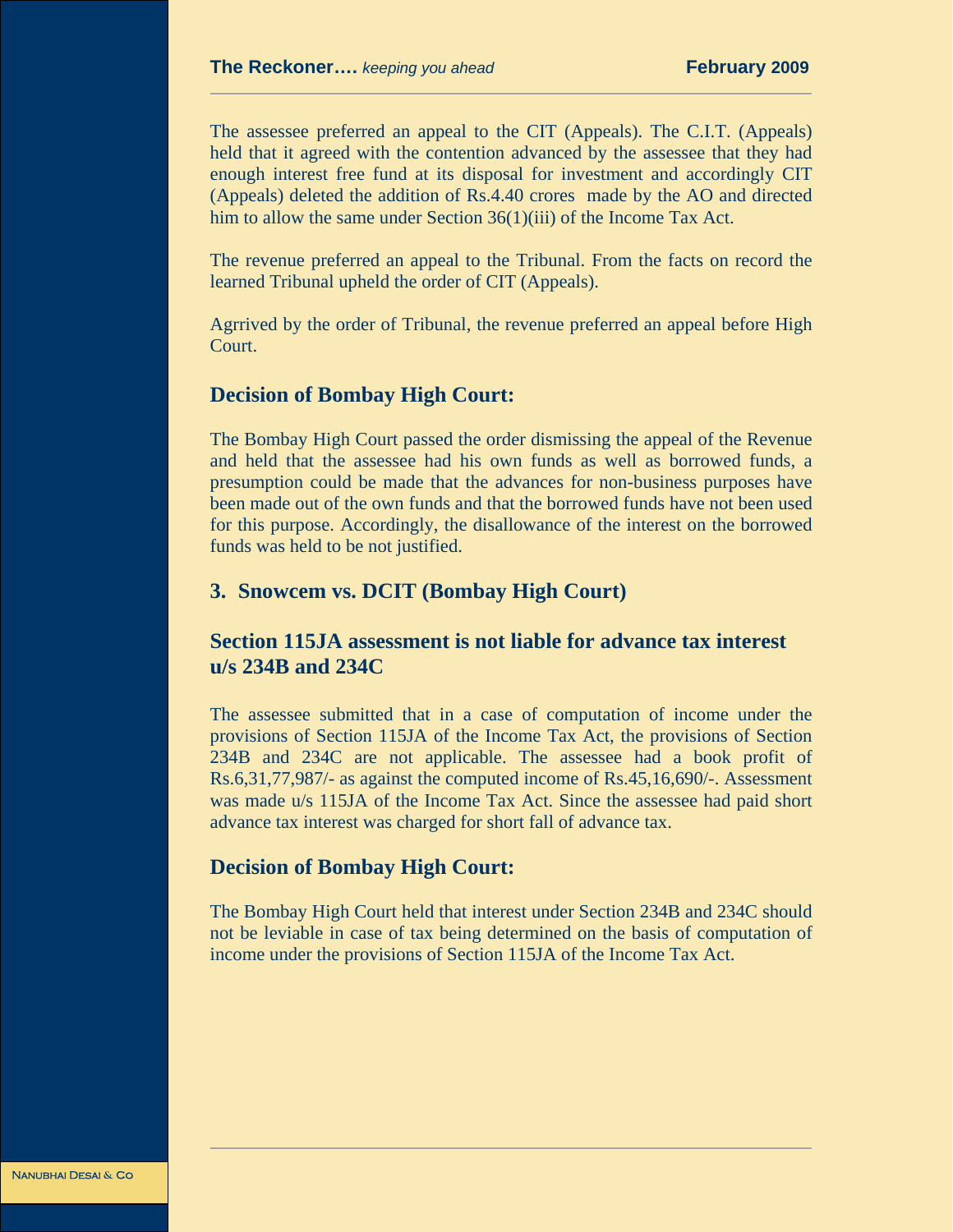The assessee preferred an appeal to the CIT (Appeals). The C.I.T. (Appeals) held that it agreed with the contention advanced by the assessee that they had enough interest free fund at its disposal for investment and accordingly CIT (Appeals) deleted the addition of Rs.4.40 crores made by the AO and directed him to allow the same under Section 36(1)(iii) of the Income Tax Act.

The revenue preferred an appeal to the Tribunal. From the facts on record the learned Tribunal upheld the order of CIT (Appeals).

Agrrived by the order of Tribunal, the revenue preferred an appeal before High Court.

### Decision of Bombay High Court:

The Bombay High Court passed the order dismissing the appeal of the Revenue and held that the assessee had his own funds as well as borrowed funds, a presumption could be made that the advances for non-business purposes have been made out of the own funds and that the borrowed funds have not been used for this purpose. Accordingly, the disallowance of the interest on the borrowed funds was held to be not justified.

### 3. Snowcem vs. DCIT (Bombay High Court)

### Section 115JA assessment is not liable for advance tax interest u/s 234B and 234C

The assessee submitted that in a case of computation of income under the provisions of Section 115JA of the Income Tax Act, the provisions of Section 234B and 234C are not applicable. The assessee had a book profit of Rs.6,31,77,987/- as against the computed income of Rs.45,16,690/-. Assessment was made u/s 115JA of the Income Tax Act. Since the assessee had paid short advance tax interest was charged for short fall of advance tax.

### Decision of Bombay High Court:

The Bombay High Court held that interest under Section 234B and 234C should not be leviable in case of tax being determined on the basis of computation of income under the provisions of Section 115JA of the Income Tax Act.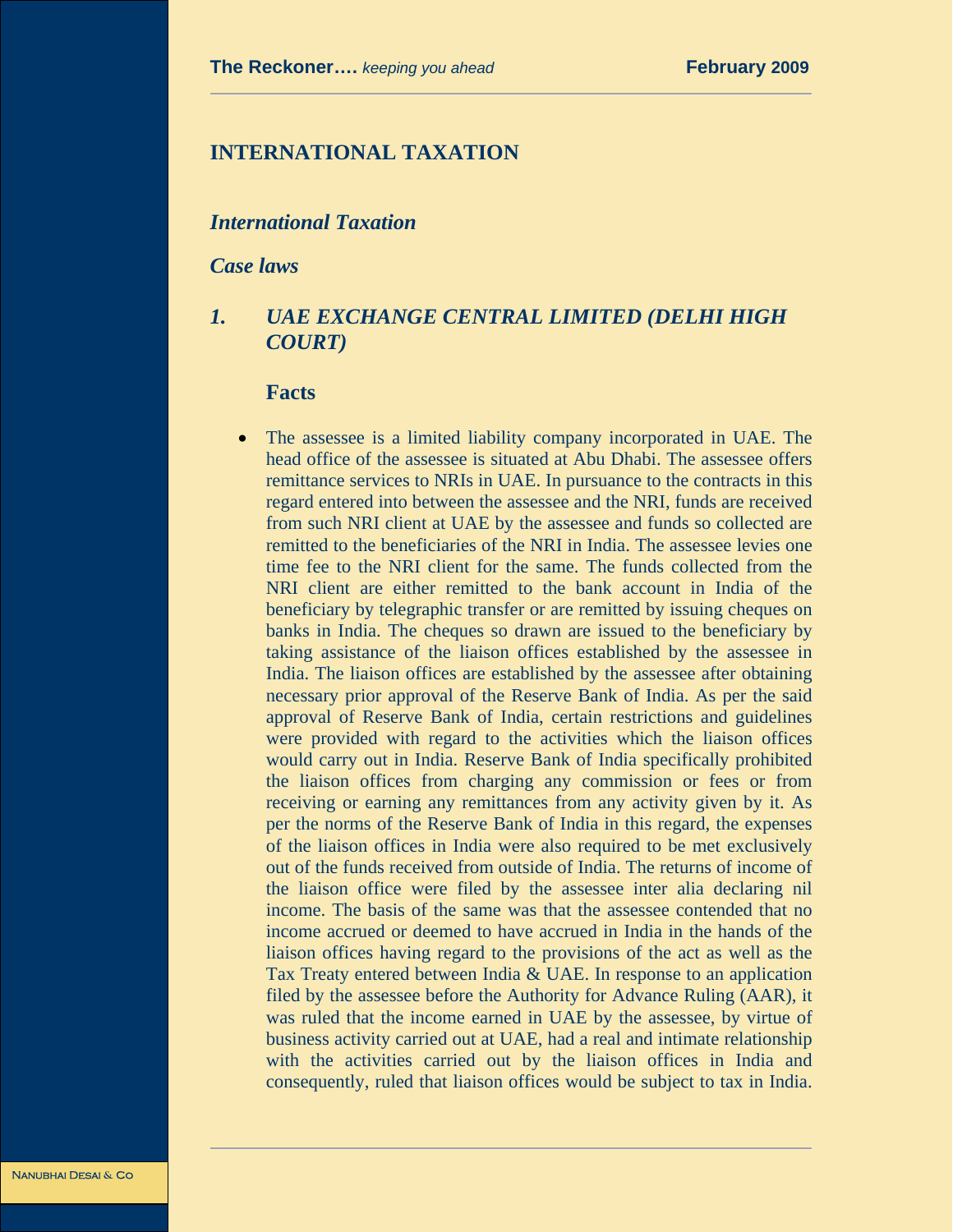## INTERNATIONAL TAXATION

### *International Taxation*

### *Case laws*

### *1. UAE EXCHANGE CENTRAL LIMITED (DELHI HIGH COURT)*

#### Facts

- The assessee is a limited liability company incorporated in UAE. The head office of the assessee is situated at Abu Dhabi. The assessee offers remittance services to NRIs in UAE. In pursuance to the contracts in this regard entered into between the assessee and the NRI, funds are received from such NRI client at UAE by the assessee and funds so collected are remitted to the beneficiaries of the NRI in India. The assessee levies one time fee to the NRI client for the same. The funds collected from the NRI client are either remitted to the bank account in India of the beneficiary by telegraphic transfer or are remitted by issuing cheques on banks in India. The cheques so drawn are issued to the beneficiary by taking assistance of the liaison offices established by the assessee in India. The liaison offices are established by the assessee after obtaining necessary prior approval of the Reserve Bank of India. As per the said approval of Reserve Bank of India, certain restrictions and guidelines were provided with regard to the activities which the liaison offices would carry out in India. Reserve Bank of India specifically prohibited the liaison offices from charging any commission or fees or from receiving or earning any remittances from any activity given by it. As per the norms of the Reserve Bank of India in this regard, the expenses of the liaison offices in India were also required to be met exclusively out of the funds received from outside of India. The returns of income of the liaison office were filed by the assessee inter alia declaring nil income. The basis of the same was that the assessee contended that no income accrued or deemed to have accrued in India in the hands of the liaison offices having regard to the provisions of the act as well as the Tax Treaty entered between India & UAE. In response to an application filed by the assessee before the Authority for Advance Ruling (AAR), it was ruled that the income earned in UAE by the assessee, by virtue of business activity carried out at UAE, had a real and intimate relationship with the activities carried out by the liaison offices in India and consequently, ruled that liaison offices would be subject to tax in India.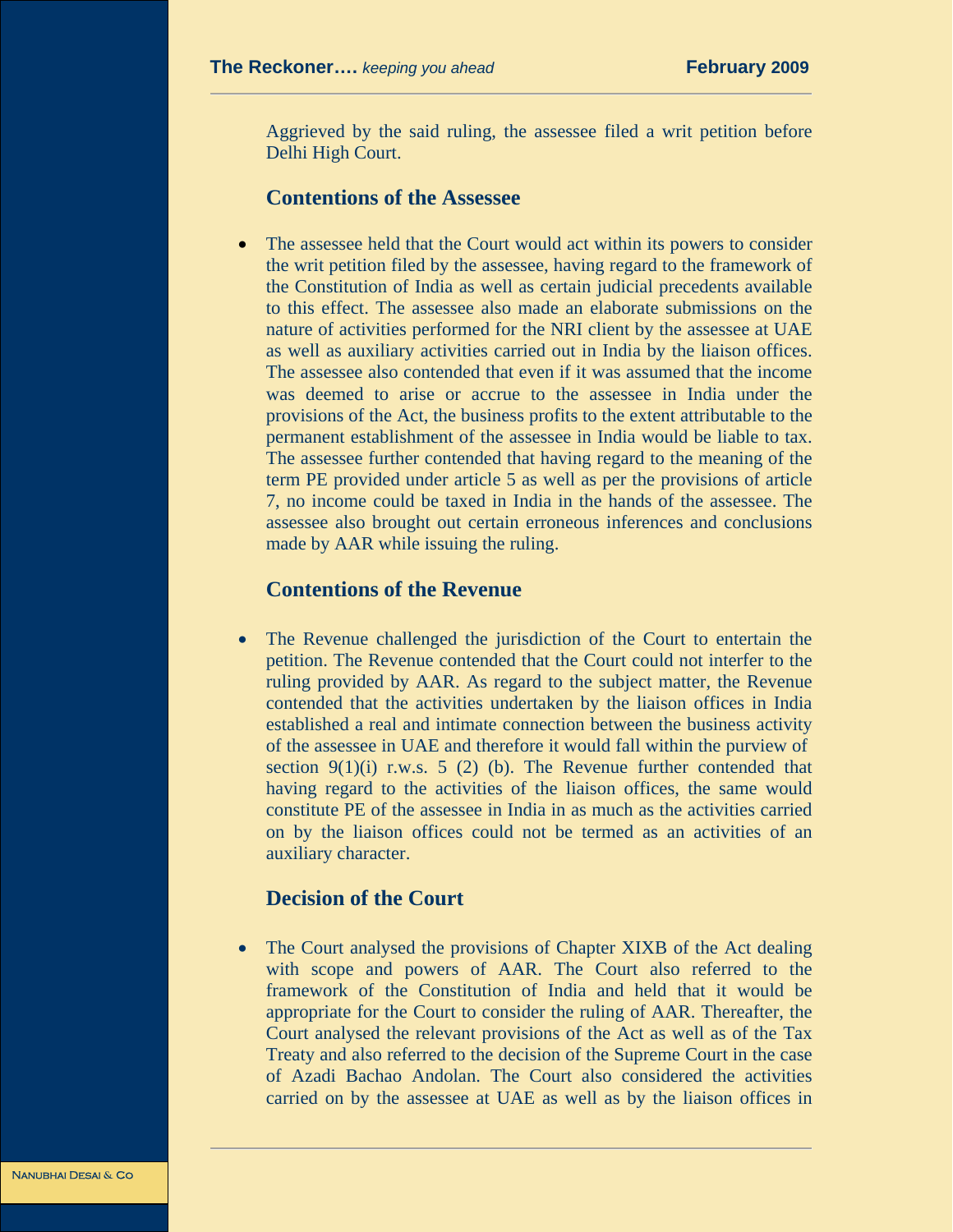Aggrieved by the said ruling, the assessee filed a writ petition before Delhi High Court.

### Contentions of the Assessee

- The assessee held that the Court would act within its powers to consider the writ petition filed by the assessee, having regard to the framework of the Constitution of India as well as certain judicial precedents available to this effect. The assessee also made an elaborate submissions on the nature of activities performed for the NRI client by the assessee at UAE as well as auxiliary activities carried out in India by the liaison offices. The assessee also contended that even if it was assumed that the income was deemed to arise or accrue to the assessee in India under the provisions of the Act, the business profits to the extent attributable to the permanent establishment of the assessee in India would be liable to tax. The assessee further contended that having regard to the meaning of the term PE provided under article 5 as well as per the provisions of article 7, no income could be taxed in India in the hands of the assessee. The assessee also brought out certain erroneous inferences and conclusions made by AAR while issuing the ruling.

### Contentions of the Revenue

- The Revenue challenged the jurisdiction of the Court to entertain the petition. The Revenue contended that the Court could not interfer to the ruling provided by AAR. As regard to the subject matter, the Revenue contended that the activities undertaken by the liaison offices in India established a real and intimate connection between the business activity of the assessee in UAE and therefore it would fall within the purview of section 9(1)(i) r.w.s. 5 (2) (b). The Revenue further contended that having regard to the activities of the liaison offices, the same would constitute PE of the assessee in India in as much as the activities carried on by the liaison offices could not be termed as an activities of an auxiliary character.

### Decision of the Court

- The Court analysed the provisions of Chapter XIXB of the Act dealing with scope and powers of AAR. The Court also referred to the framework of the Constitution of India and held that it would be appropriate for the Court to consider the ruling of AAR. Thereafter, the Court analysed the relevant provisions of the Act as well as of the Tax Treaty and also referred to the decision of the Supreme Court in the case of Azadi Bachao Andolan. The Court also considered the activities carried on by the assessee at UAE as well as by the liaison offices in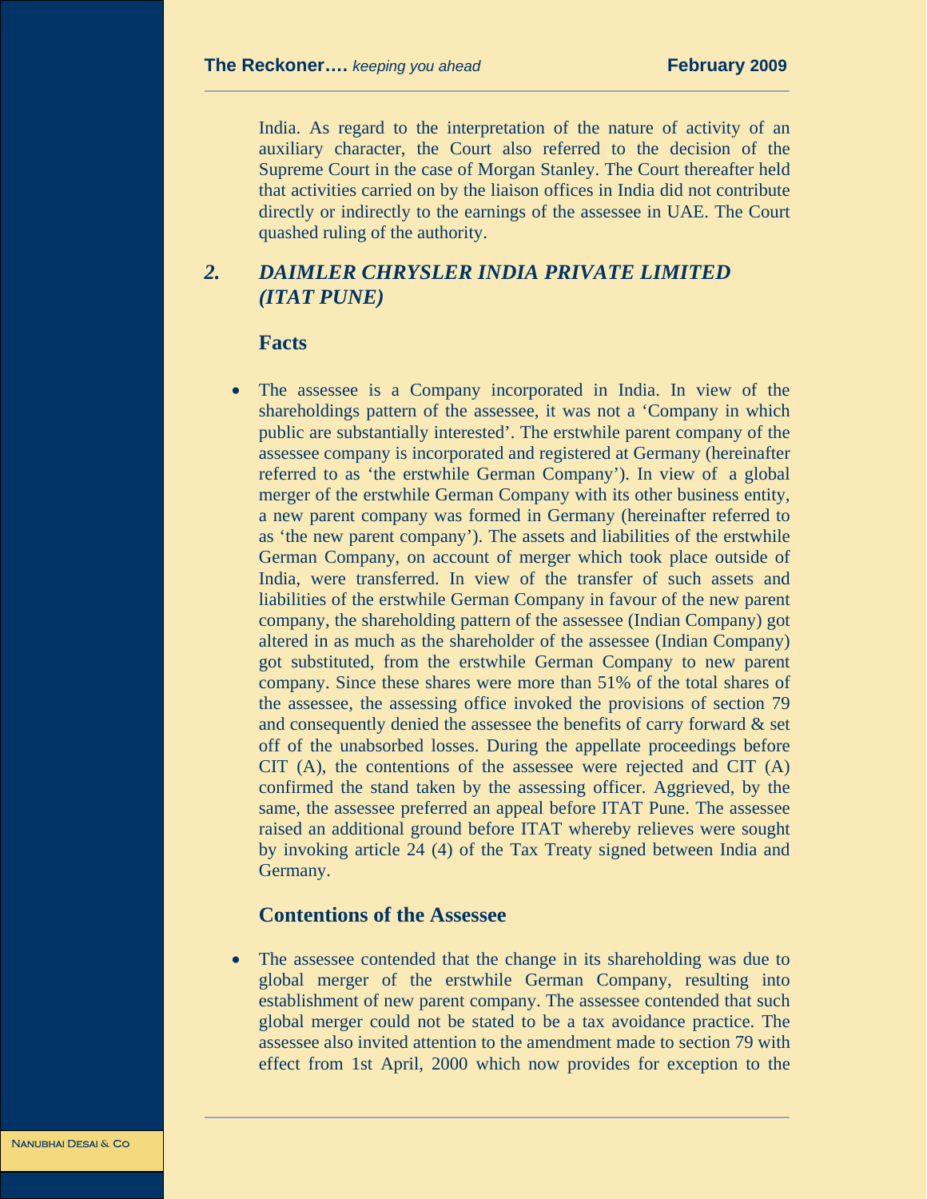India. As regard to the interpretation of the nature of activity of an auxiliary character, the Court also referred to the decision of the Supreme Court in the case of Morgan Stanley. The Court thereafter held that activities carried on by the liaison offices in India did not contribute directly or indirectly to the earnings of the assessee in UAE. The Court quashed ruling of the authority.

## *2. DAIMLER CHRYSLER INDIA PRIVATE LIMITED (ITAT PUNE)*

### Facts

- The assessee is a Company incorporated in India. In view of the shareholdings pattern of the assessee, it was not a 'Company in which public are substantially interested'. The erstwhile parent company of the assessee company is incorporated and registered at Germany (hereinafter referred to as 'the erstwhile German Company'). In view of a global merger of the erstwhile German Company with its other business entity, a new parent company was formed in Germany (hereinafter referred to as 'the new parent company'). The assets and liabilities of the erstwhile German Company, on account of merger which took place outside of India, were transferred. In view of the transfer of such assets and liabilities of the erstwhile German Company in favour of the new parent company, the shareholding pattern of the assessee (Indian Company) got altered in as much as the shareholder of the assessee (Indian Company) got substituted, from the erstwhile German Company to new parent company. Since these shares were more than 51% of the total shares of the assessee, the assessing office invoked the provisions of section 79 and consequently denied the assessee the benefits of carry forward & set off of the unabsorbed losses. During the appellate proceedings before CIT (A), the contentions of the assessee were rejected and CIT (A) confirmed the stand taken by the assessing officer. Aggrieved, by the same, the assessee preferred an appeal before ITAT Pune. The assessee raised an additional ground before ITAT whereby relieves were sought by invoking article 24 (4) of the Tax Treaty signed between India and Germany.

### Contentions of the Assessee

- The assessee contended that the change in its shareholding was due to global merger of the erstwhile German Company, resulting into establishment of new parent company. The assessee contended that such global merger could not be stated to be a tax avoidance practice. The assessee also invited attention to the amendment made to section 79 with effect from 1st April, 2000 which now provides for exception to the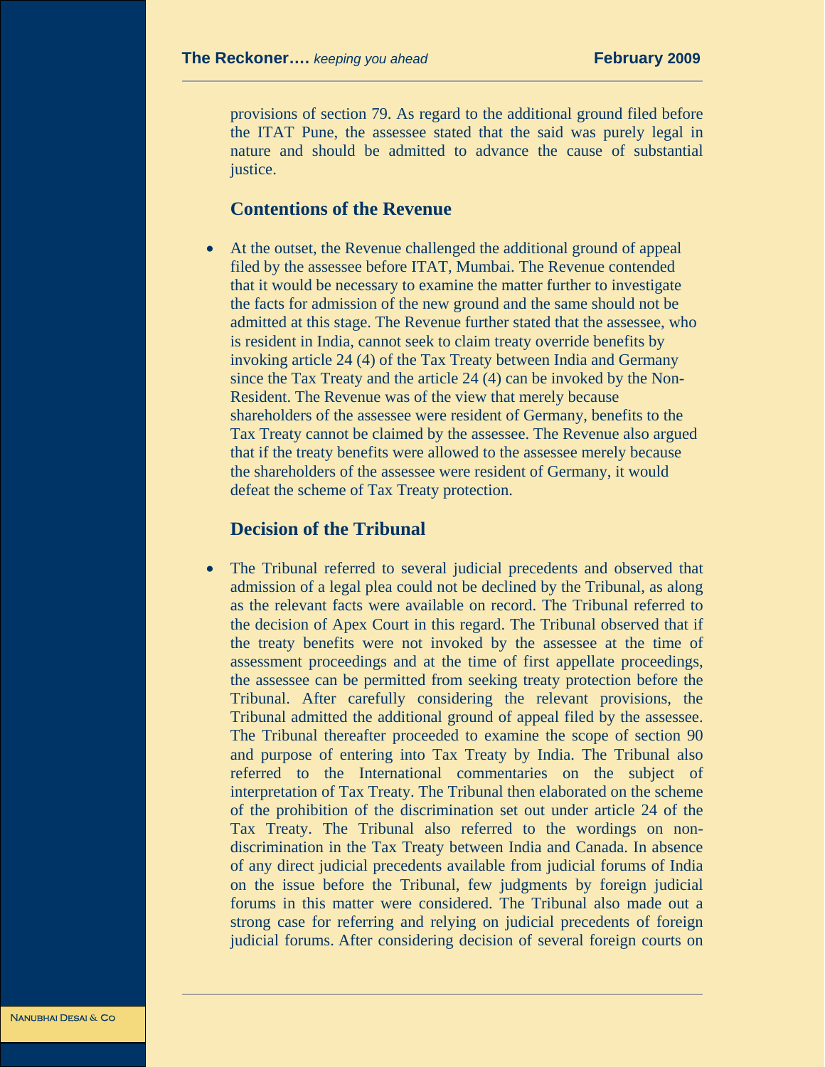provisions of section 79. As regard to the additional ground filed before the ITAT Pune, the assessee stated that the said was purely legal in nature and should be admitted to advance the cause of substantial justice.

### Contentions of the Revenue

- At the outset, the Revenue challenged the additional ground of appeal filed by the assessee before ITAT, Mumbai. The Revenue contended that it would be necessary to examine the matter further to investigate the facts for admission of the new ground and the same should not be admitted at this stage. The Revenue further stated that the assessee, who is resident in India, cannot seek to claim treaty override benefits by invoking article 24 (4) of the Tax Treaty between India and Germany since the Tax Treaty and the article 24 (4) can be invoked by the Non-Resident. The Revenue was of the view that merely because shareholders of the assessee were resident of Germany, benefits to the Tax Treaty cannot be claimed by the assessee. The Revenue also argued that if the treaty benefits were allowed to the assessee merely because the shareholders of the assessee were resident of Germany, it would defeat the scheme of Tax Treaty protection.

### Decision of the Tribunal

- The Tribunal referred to several judicial precedents and observed that admission of a legal plea could not be declined by the Tribunal, as along as the relevant facts were available on record. The Tribunal referred to the decision of Apex Court in this regard. The Tribunal observed that if the treaty benefits were not invoked by the assessee at the time of assessment proceedings and at the time of first appellate proceedings, the assessee can be permitted from seeking treaty protection before the Tribunal. After carefully considering the relevant provisions, the Tribunal admitted the additional ground of appeal filed by the assessee. The Tribunal thereafter proceeded to examine the scope of section 90 and purpose of entering into Tax Treaty by India. The Tribunal also referred to the International commentaries on the subject of interpretation of Tax Treaty. The Tribunal then elaborated on the scheme of the prohibition of the discrimination set out under article 24 of the Tax Treaty. The Tribunal also referred to the wordings on non-discrimination in the Tax Treaty between India and Canada. In absence of any direct judicial precedents available from judicial forums of India on the issue before the Tribunal, few judgments by foreign judicial forums in this matter were considered. The Tribunal also made out a strong case for referring and relying on judicial precedents of foreign judicial forums. After considering decision of several foreign courts on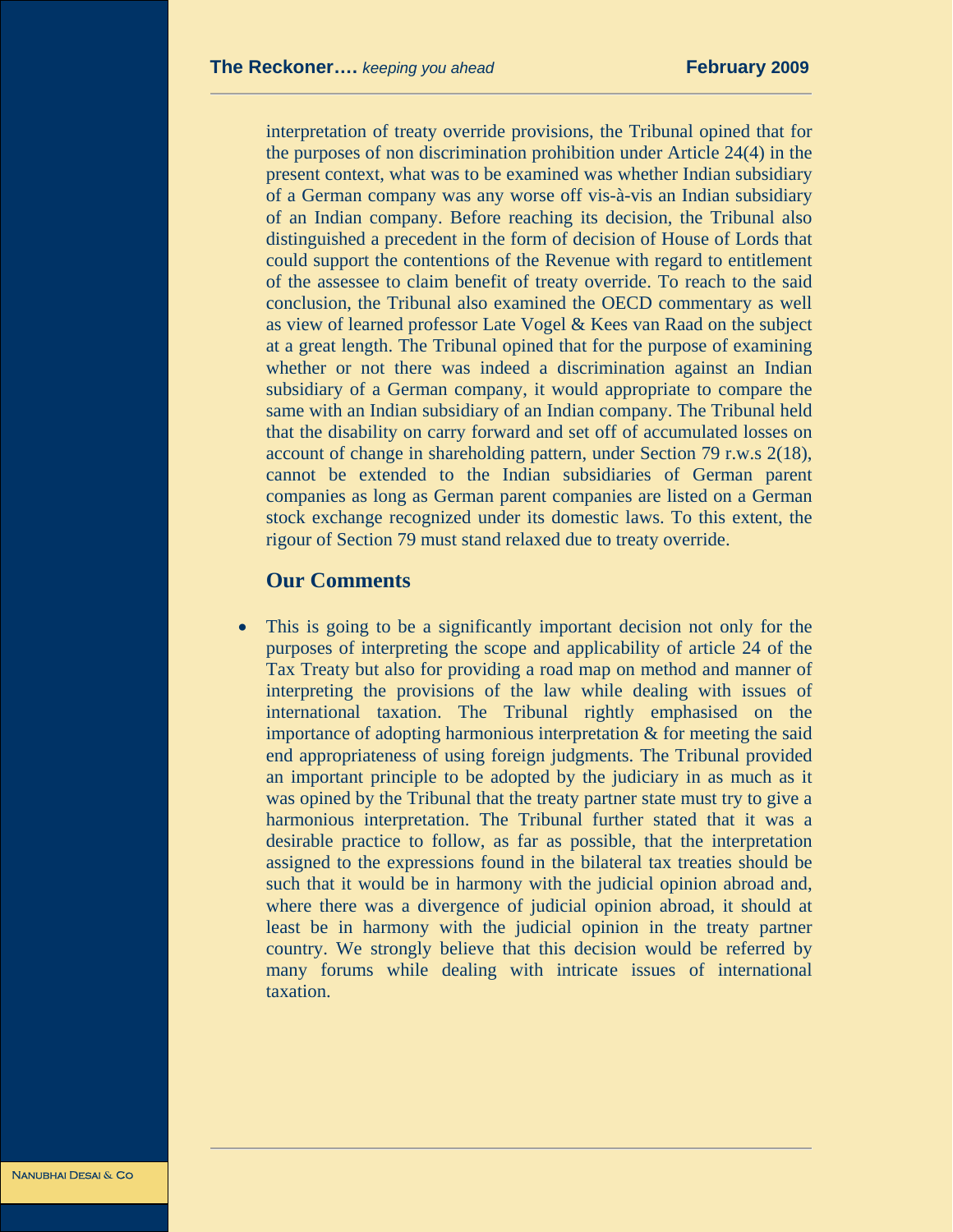interpretation of treaty override provisions, the Tribunal opined that for the purposes of non discrimination prohibition under Article 24(4) in the present context, what was to be examined was whether Indian subsidiary of a German company was any worse off vis-à-vis an Indian subsidiary of an Indian company. Before reaching its decision, the Tribunal also distinguished a precedent in the form of decision of House of Lords that could support the contentions of the Revenue with regard to entitlement of the assessee to claim benefit of treaty override. To reach to the said conclusion, the Tribunal also examined the OECD commentary as well as view of learned professor Late Vogel & Kees van Raad on the subject at a great length. The Tribunal opined that for the purpose of examining whether or not there was indeed a discrimination against an Indian subsidiary of a German company, it would appropriate to compare the same with an Indian subsidiary of an Indian company. The Tribunal held that the disability on carry forward and set off of accumulated losses on account of change in shareholding pattern, under Section 79 r.w.s 2(18), cannot be extended to the Indian subsidiaries of German parent companies as long as German parent companies are listed on a German stock exchange recognized under its domestic laws. To this extent, the rigour of Section 79 must stand relaxed due to treaty override.

### Our Comments

- This is going to be a significantly important decision not only for the purposes of interpreting the scope and applicability of article 24 of the Tax Treaty but also for providing a road map on method and manner of interpreting the provisions of the law while dealing with issues of international taxation. The Tribunal rightly emphasised on the importance of adopting harmonious interpretation & for meeting the said end appropriateness of using foreign judgments. The Tribunal provided an important principle to be adopted by the judiciary in as much as it was opined by the Tribunal that the treaty partner state must try to give a harmonious interpretation. The Tribunal further stated that it was a desirable practice to follow, as far as possible, that the interpretation assigned to the expressions found in the bilateral tax treaties should be such that it would be in harmony with the judicial opinion abroad and, where there was a divergence of judicial opinion abroad, it should at least be in harmony with the judicial opinion in the treaty partner country. We strongly believe that this decision would be referred by many forums while dealing with intricate issues of international taxation.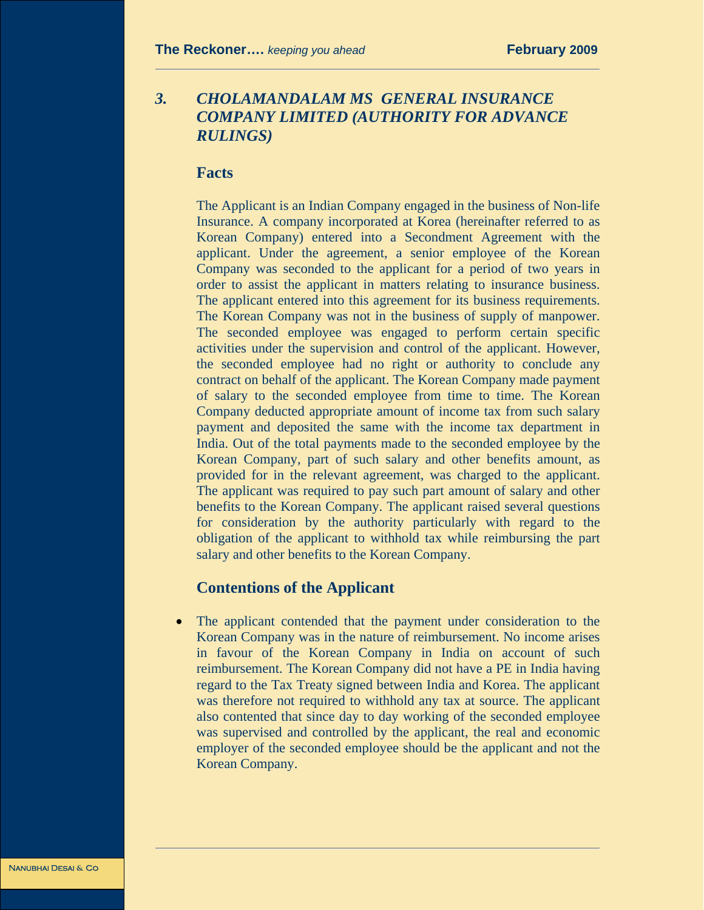## *3. CHOLAMANDALAM MS GENERAL INSURANCE COMPANY LIMITED (AUTHORITY FOR ADVANCE RULINGS)*

### Facts

The Applicant is an Indian Company engaged in the business of Non-life Insurance. A company incorporated at Korea (hereinafter referred to as Korean Company) entered into a Secondment Agreement with the applicant. Under the agreement, a senior employee of the Korean Company was seconded to the applicant for a period of two years in order to assist the applicant in matters relating to insurance business. The applicant entered into this agreement for its business requirements. The Korean Company was not in the business of supply of manpower. The seconded employee was engaged to perform certain specific activities under the supervision and control of the applicant. However, the seconded employee had no right or authority to conclude any contract on behalf of the applicant. The Korean Company made payment of salary to the seconded employee from time to time. The Korean Company deducted appropriate amount of income tax from such salary payment and deposited the same with the income tax department in India. Out of the total payments made to the seconded employee by the Korean Company, part of such salary and other benefits amount, as provided for in the relevant agreement, was charged to the applicant. The applicant was required to pay such part amount of salary and other benefits to the Korean Company. The applicant raised several questions for consideration by the authority particularly with regard to the obligation of the applicant to withhold tax while reimbursing the part salary and other benefits to the Korean Company.

### Contentions of the Applicant

- The applicant contended that the payment under consideration to the Korean Company was in the nature of reimbursement. No income arises in favour of the Korean Company in India on account of such reimbursement. The Korean Company did not have a PE in India having regard to the Tax Treaty signed between India and Korea. The applicant was therefore not required to withhold any tax at source. The applicant also contented that since day to day working of the seconded employee was supervised and controlled by the applicant, the real and economic employer of the seconded employee should be the applicant and not the Korean Company.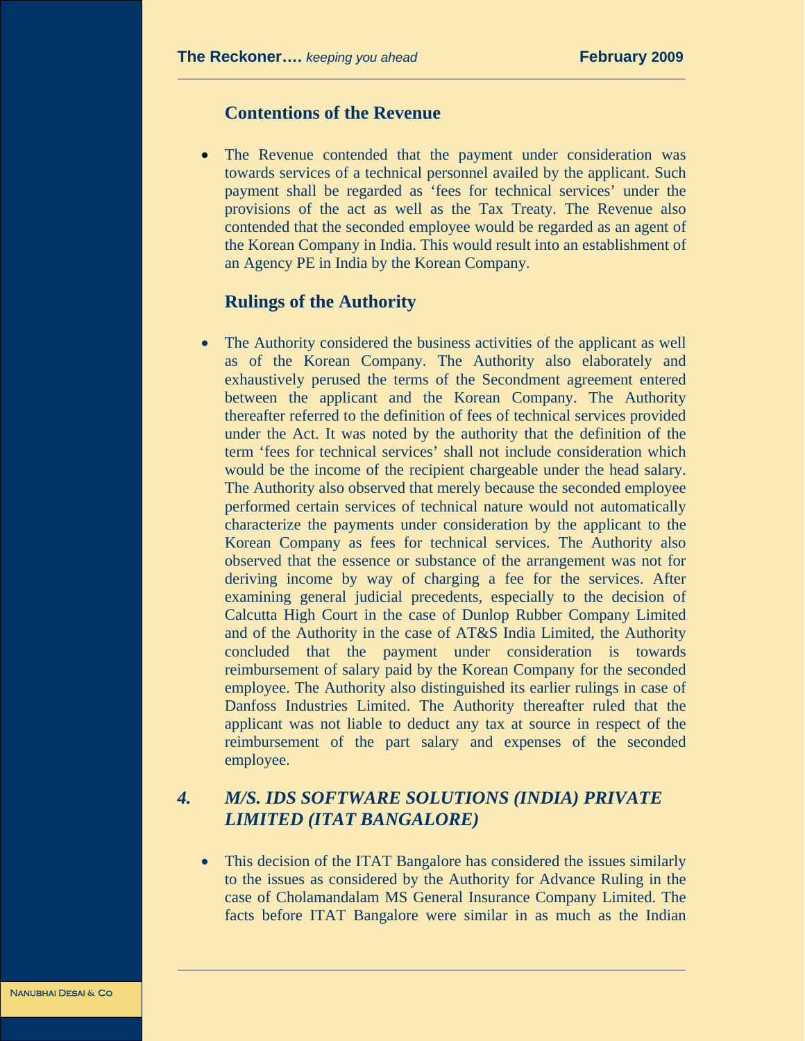### Contentions of the Revenue

- The Revenue contended that the payment under consideration was towards services of a technical personnel availed by the applicant. Such payment shall be regarded as 'fees for technical services' under the provisions of the act as well as the Tax Treaty. The Revenue also contended that the seconded employee would be regarded as an agent of the Korean Company in India. This would result into an establishment of an Agency PE in India by the Korean Company.

### Rulings of the Authority

- The Authority considered the business activities of the applicant as well as of the Korean Company. The Authority also elaborately and exhaustively perused the terms of the Secondment agreement entered between the applicant and the Korean Company. The Authority thereafter referred to the definition of fees of technical services provided under the Act. It was noted by the authority that the definition of the term 'fees for technical services' shall not include consideration which would be the income of the recipient chargeable under the head salary. The Authority also observed that merely because the seconded employee performed certain services of technical nature would not automatically characterize the payments under consideration by the applicant to the Korean Company as fees for technical services. The Authority also observed that the essence or substance of the arrangement was not for deriving income by way of charging a fee for the services. After examining general judicial precedents, especially to the decision of Calcutta High Court in the case of Dunlop Rubber Company Limited and of the Authority in the case of AT&S India Limited, the Authority concluded that the payment under consideration is towards reimbursement of salary paid by the Korean Company for the seconded employee. The Authority also distinguished its earlier rulings in case of Danfoss Industries Limited. The Authority thereafter ruled that the applicant was not liable to deduct any tax at source in respect of the reimbursement of the part salary and expenses of the seconded employee.

## *4. M/S. IDS SOFTWARE SOLUTIONS (INDIA) PRIVATE LIMITED (ITAT BANGALORE)*

- This decision of the ITAT Bangalore has considered the issues similarly to the issues as considered by the Authority for Advance Ruling in the case of Cholamandalam MS General Insurance Company Limited. The facts before ITAT Bangalore were similar in as much as the Indian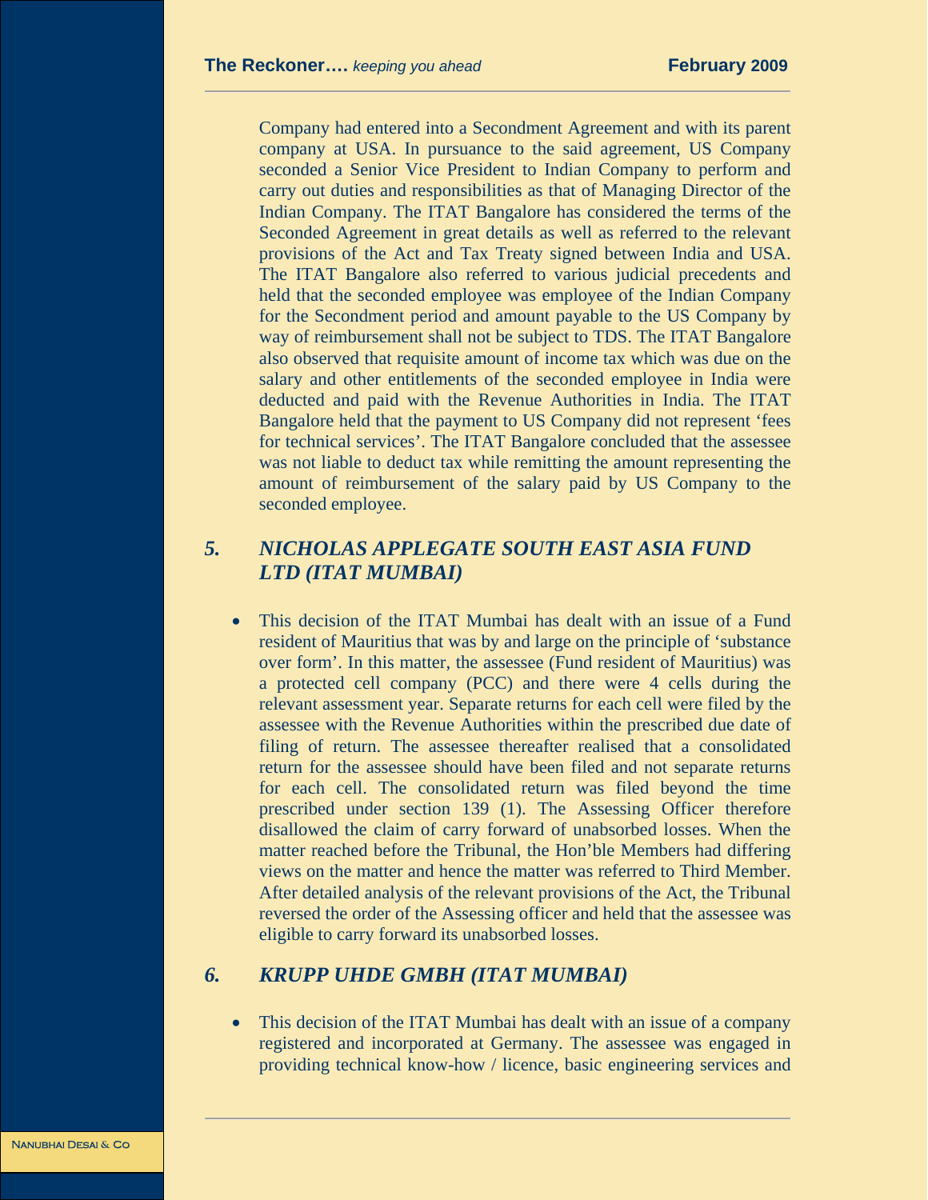Company had entered into a Secondment Agreement and with its parent company at USA. In pursuance to the said agreement, US Company seconded a Senior Vice President to Indian Company to perform and carry out duties and responsibilities as that of Managing Director of the Indian Company. The ITAT Bangalore has considered the terms of the Seconded Agreement in great details as well as referred to the relevant provisions of the Act and Tax Treaty signed between India and USA. The ITAT Bangalore also referred to various judicial precedents and held that the seconded employee was employee of the Indian Company for the Secondment period and amount payable to the US Company by way of reimbursement shall not be subject to TDS. The ITAT Bangalore also observed that requisite amount of income tax which was due on the salary and other entitlements of the seconded employee in India were deducted and paid with the Revenue Authorities in India. The ITAT Bangalore held that the payment to US Company did not represent 'fees for technical services'. The ITAT Bangalore concluded that the assessee was not liable to deduct tax while remitting the amount representing the amount of reimbursement of the salary paid by US Company to the seconded employee.

## *5. NICHOLAS APPLEGATE SOUTH EAST ASIA FUND LTD (ITAT MUMBAI)*

- This decision of the ITAT Mumbai has dealt with an issue of a Fund resident of Mauritius that was by and large on the principle of 'substance over form'. In this matter, the assessee (Fund resident of Mauritius) was a protected cell company (PCC) and there were 4 cells during the relevant assessment year. Separate returns for each cell were filed by the assessee with the Revenue Authorities within the prescribed due date of filing of return. The assessee thereafter realised that a consolidated return for the assessee should have been filed and not separate returns for each cell. The consolidated return was filed beyond the time prescribed under section 139 (1). The Assessing Officer therefore disallowed the claim of carry forward of unabsorbed losses. When the matter reached before the Tribunal, the Hon'ble Members had differing views on the matter and hence the matter was referred to Third Member. After detailed analysis of the relevant provisions of the Act, the Tribunal reversed the order of the Assessing officer and held that the assessee was eligible to carry forward its unabsorbed losses.

## *6. KRUPP UHDE GMBH (ITAT MUMBAI)*

- This decision of the ITAT Mumbai has dealt with an issue of a company registered and incorporated at Germany. The assessee was engaged in providing technical know-how / licence, basic engineering services and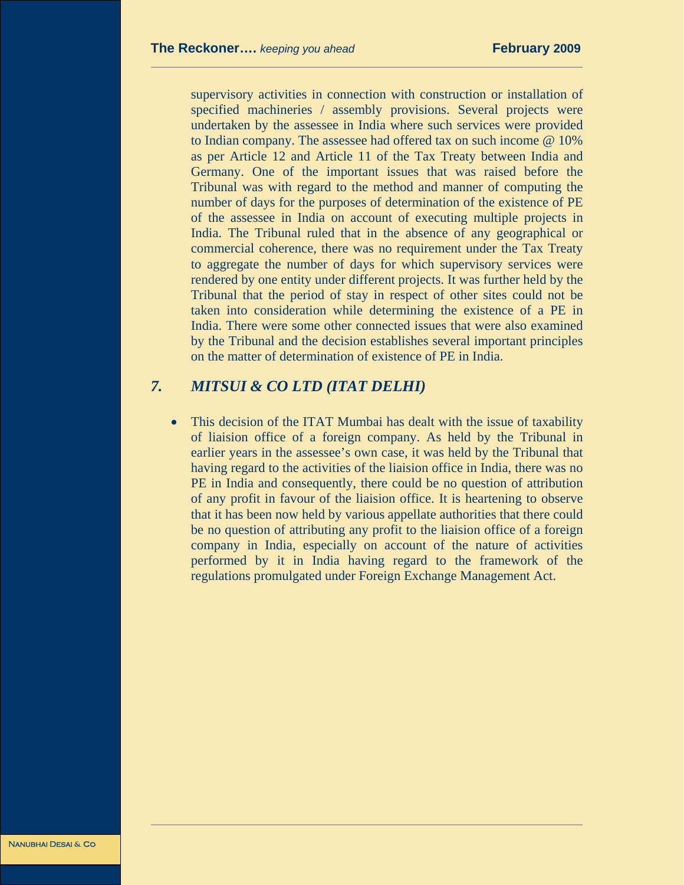supervisory activities in connection with construction or installation of specified machineries / assembly provisions. Several projects were undertaken by the assessee in India where such services were provided to Indian company. The assessee had offered tax on such income @ 10% as per Article 12 and Article 11 of the Tax Treaty between India and Germany. One of the important issues that was raised before the Tribunal was with regard to the method and manner of computing the number of days for the purposes of determination of the existence of PE of the assessee in India on account of executing multiple projects in India. The Tribunal ruled that in the absence of any geographical or commercial coherence, there was no requirement under the Tax Treaty to aggregate the number of days for which supervisory services were rendered by one entity under different projects. It was further held by the Tribunal that the period of stay in respect of other sites could not be taken into consideration while determining the existence of a PE in India. There were some other connected issues that were also examined by the Tribunal and the decision establishes several important principles on the matter of determination of existence of PE in India.

## *7. MITSUI & CO LTD (ITAT DELHI)*

- This decision of the ITAT Mumbai has dealt with the issue of taxability of liaision office of a foreign company. As held by the Tribunal in earlier years in the assessee's own case, it was held by the Tribunal that having regard to the activities of the liaision office in India, there was no PE in India and consequently, there could be no question of attribution of any profit in favour of the liaision office. It is heartening to observe that it has been now held by various appellate authorities that there could be no question of attributing any profit to the liaision office of a foreign company in India, especially on account of the nature of activities performed by it in India having regard to the framework of the regulations promulgated under Foreign Exchange Management Act.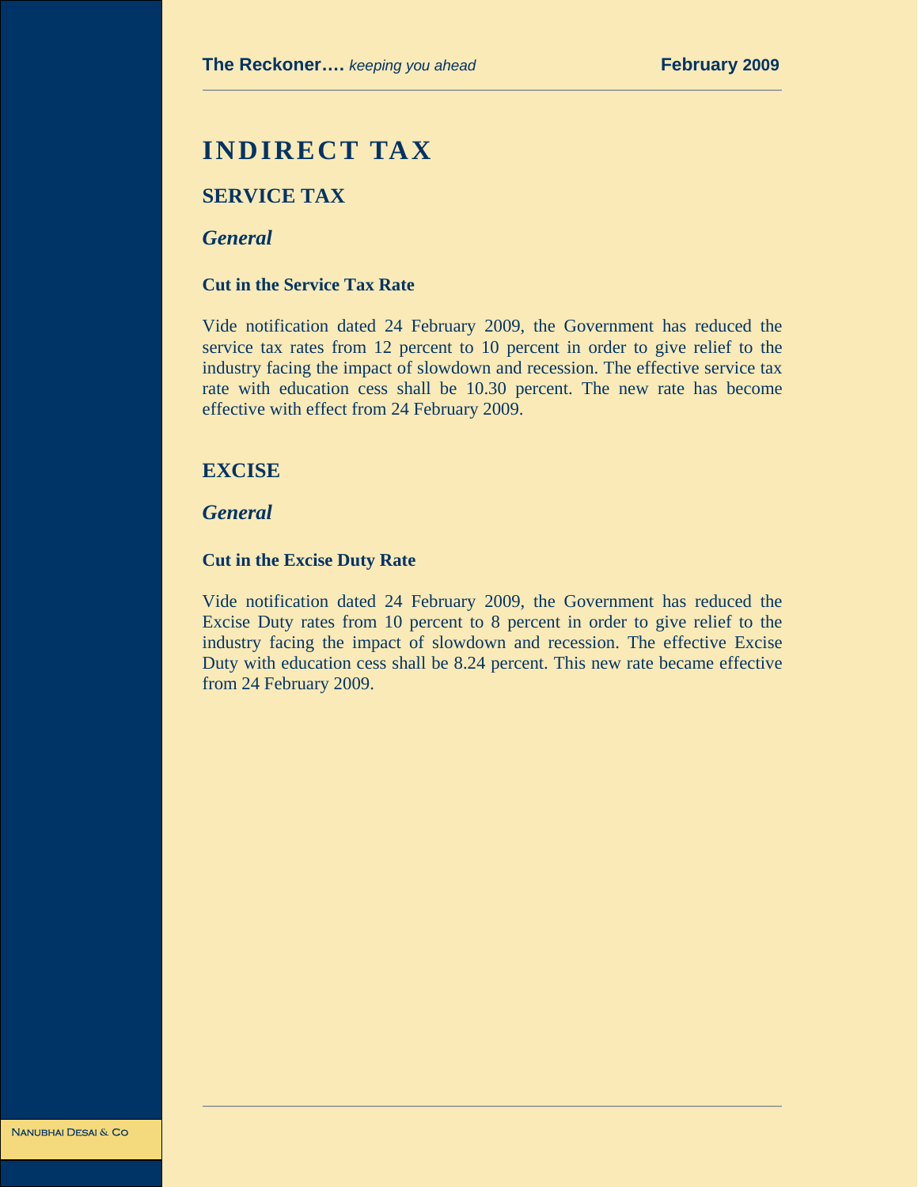# INDIRECT TAX

## SERVICE TAX

### *General*

**Cut in the Service Tax Rate**

Vide notification dated 24 February 2009, the Government has reduced the service tax rates from 12 percent to 10 percent in order to give relief to the industry facing the impact of slowdown and recession. The effective service tax rate with education cess shall be 10.30 percent. The new rate has become effective with effect from 24 February 2009.

## EXCISE

### *General*

**Cut in the Excise Duty Rate**

Vide notification dated 24 February 2009, the Government has reduced the Excise Duty rates from 10 percent to 8 percent in order to give relief to the industry facing the impact of slowdown and recession. The effective Excise Duty with education cess shall be 8.24 percent. This new rate became effective from 24 February 2009.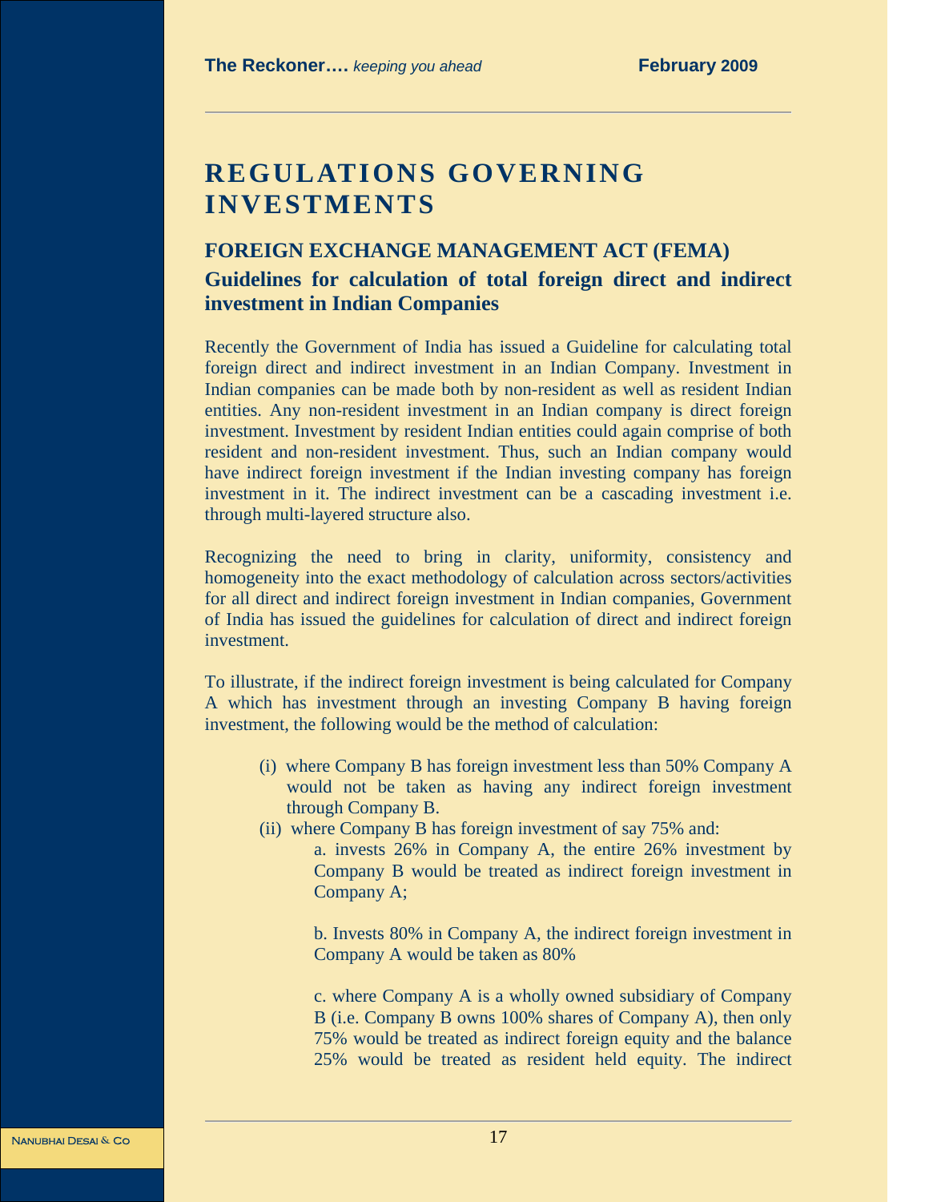# REGULATIONS GOVERNING INVESTMENTS

## FOREIGN EXCHANGE MANAGEMENT ACT (FEMA)

### Guidelines for calculation of total foreign direct and indirect investment in Indian Companies

Recently the Government of India has issued a Guideline for calculating total foreign direct and indirect investment in an Indian Company. Investment in Indian companies can be made both by non-resident as well as resident Indian entities. Any non-resident investment in an Indian company is direct foreign investment. Investment by resident Indian entities could again comprise of both resident and non-resident investment. Thus, such an Indian company would have indirect foreign investment if the Indian investing company has foreign investment in it. The indirect investment can be a cascading investment i.e. through multi-layered structure also.

Recognizing the need to bring in clarity, uniformity, consistency and homogeneity into the exact methodology of calculation across sectors/activities for all direct and indirect foreign investment in Indian companies, Government of India has issued the guidelines for calculation of direct and indirect foreign investment.

To illustrate, if the indirect foreign investment is being calculated for Company A which has investment through an investing Company B having foreign investment, the following would be the method of calculation:

(i) where Company B has foreign investment less than 50% Company A would not be taken as having any indirect foreign investment through Company B.

(ii) where Company B has foreign investment of say 75% and:

   a. invests 26% in Company A, the entire 26% investment by Company B would be treated as indirect foreign investment in Company A;

   b. Invests 80% in Company A, the indirect foreign investment in Company A would be taken as 80%

   c. where Company A is a wholly owned subsidiary of Company B (i.e. Company B owns 100% shares of Company A), then only 75% would be treated as indirect foreign equity and the balance 25% would be treated as resident held equity. The indirect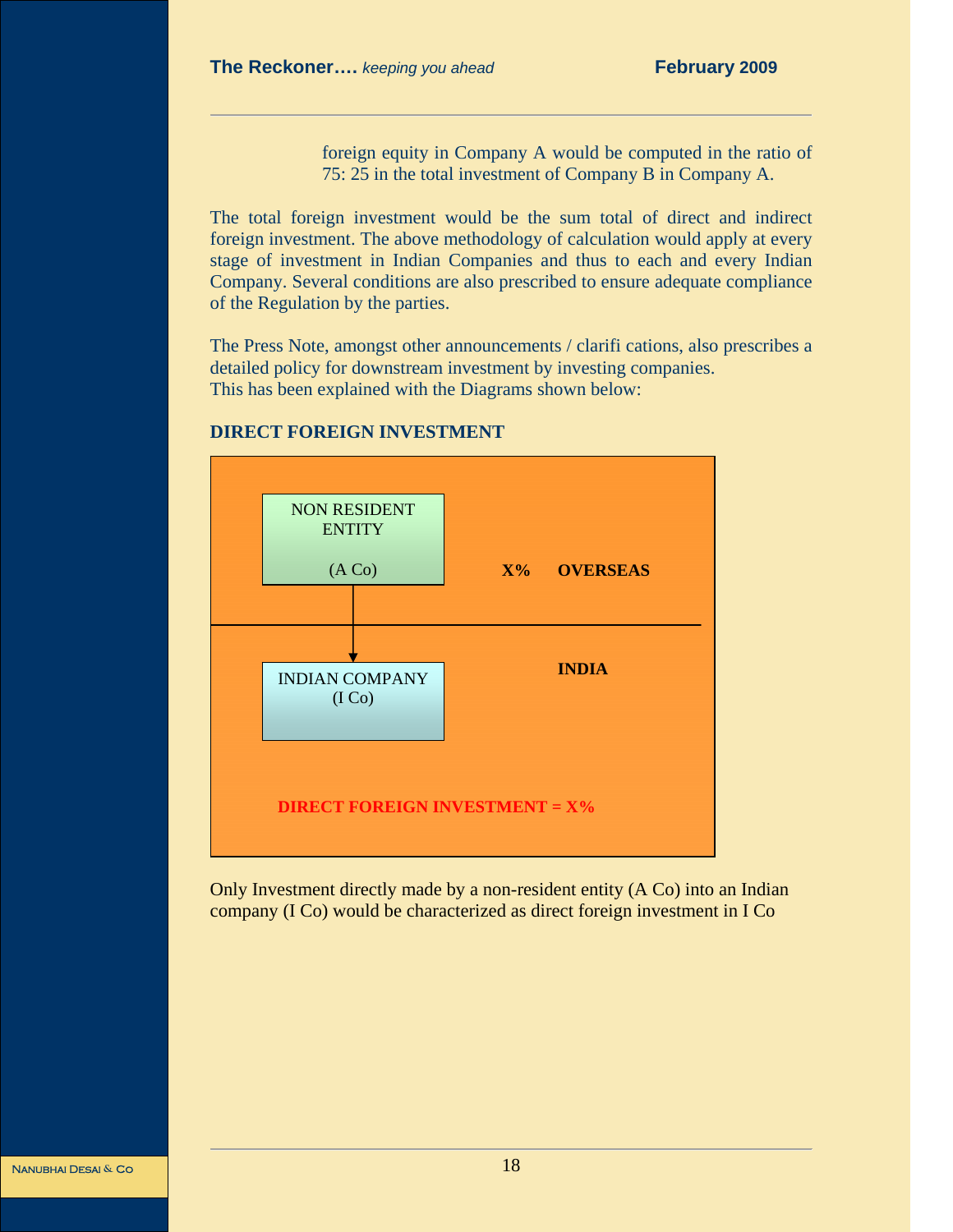foreign equity in Company A would be computed in the ratio of 75: 25 in the total investment of Company B in Company A.

The total foreign investment would be the sum total of direct and indirect foreign investment. The above methodology of calculation would apply at every stage of investment in Indian Companies and thus to each and every Indian Company. Several conditions are also prescribed to ensure adequate compliance of the Regulation by the parties.

The Press Note, amongst other announcements / clarifi cations, also prescribes a detailed policy for downstream investment by investing companies.
This has been explained with the Diagrams shown below:

**DIRECT FOREIGN INVESTMENT**

NON RESIDENT ENTITY

(A Co)

**X%** **OVERSEAS**

**INDIA**

INDIAN COMPANY
(I Co)

**DIRECT FOREIGN INVESTMENT = X%**

Only Investment directly made by a non-resident entity (A Co) into an Indian company (I Co) would be characterized as direct foreign investment in I Co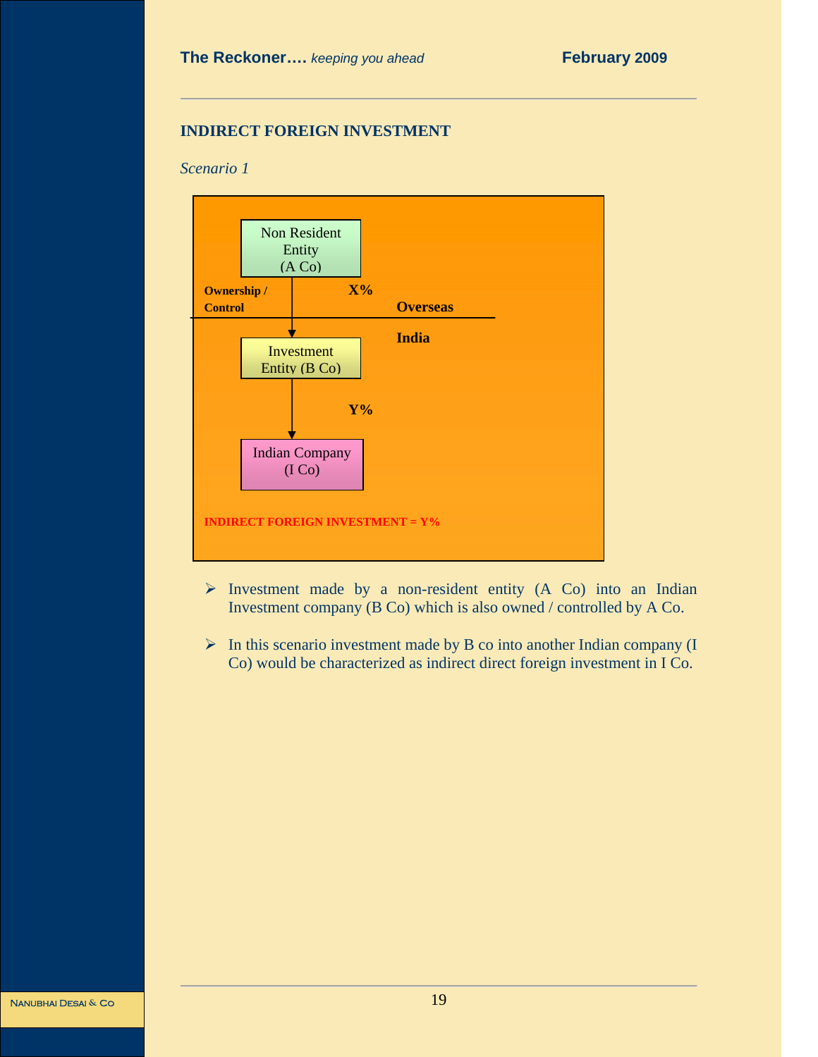## INDIRECT FOREIGN INVESTMENT

*Scenario 1*

Non Resident Entity (A Co)

Ownership / Control — X%

Overseas

India

Investment Entity (B Co)

Y%

Indian Company (I Co)

**INDIRECT FOREIGN INVESTMENT = Y%**

- Investment made by a non-resident entity (A Co) into an Indian Investment company (B Co) which is also owned / controlled by A Co.
- In this scenario investment made by B co into another Indian company (I Co) would be characterized as indirect direct foreign investment in I Co.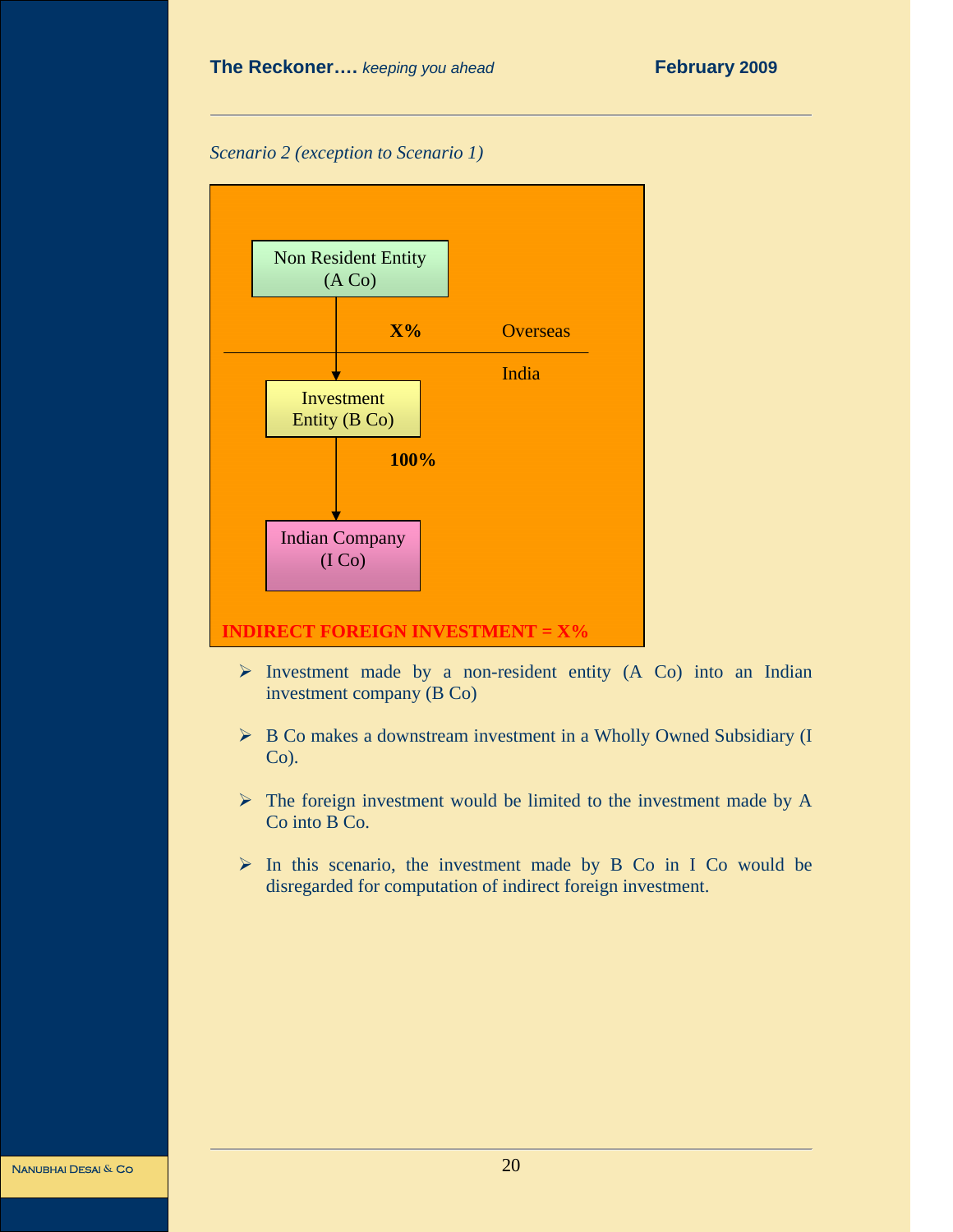*Scenario 2 (exception to Scenario 1)*

Non Resident Entity (A Co)

X%

Overseas

India

Investment Entity (B Co)

100%

Indian Company (I Co)

**INDIRECT FOREIGN INVESTMENT = X%**

- Investment made by a non-resident entity (A Co) into an Indian investment company (B Co)
- B Co makes a downstream investment in a Wholly Owned Subsidiary (I Co).
- The foreign investment would be limited to the investment made by A Co into B Co.
- In this scenario, the investment made by B Co in I Co would be disregarded for computation of indirect foreign investment.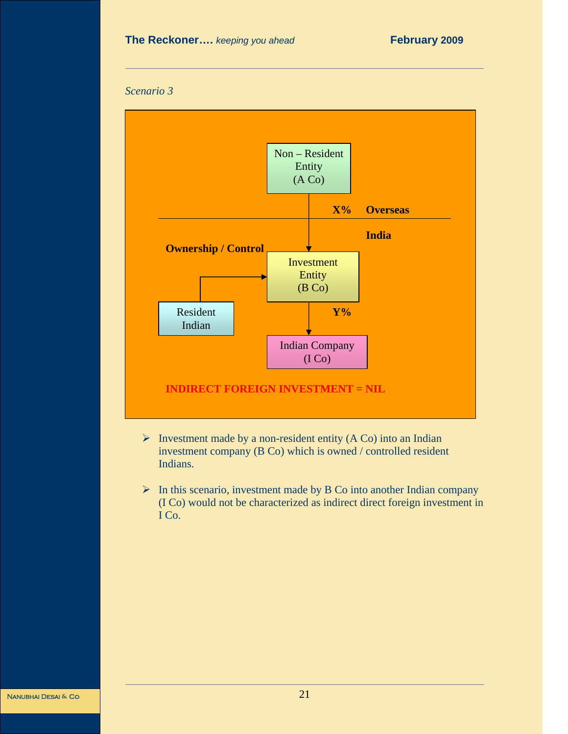*Scenario 3*

Non – Resident Entity (A Co)

X% Overseas

India

Ownership / Control

Investment Entity (B Co)

Resident Indian

Y%

Indian Company (I Co)

**INDIRECT FOREIGN INVESTMENT = NIL**

- Investment made by a non-resident entity (A Co) into an Indian investment company (B Co) which is owned / controlled resident Indians.

- In this scenario, investment made by B Co into another Indian company (I Co) would not be characterized as indirect direct foreign investment in I Co.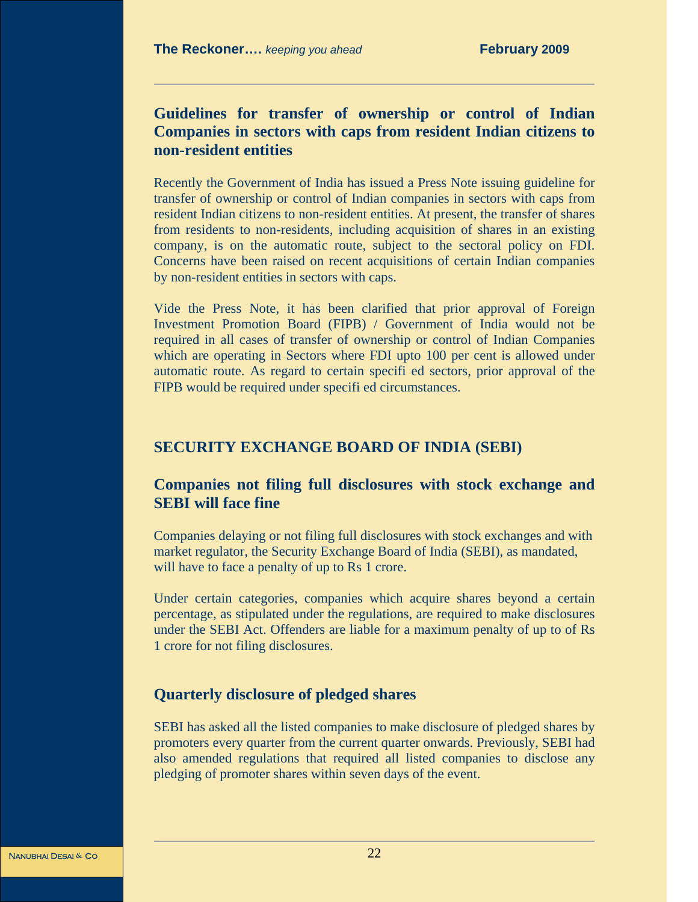## Guidelines for transfer of ownership or control of Indian Companies in sectors with caps from resident Indian citizens to non-resident entities

Recently the Government of India has issued a Press Note issuing guideline for transfer of ownership or control of Indian companies in sectors with caps from resident Indian citizens to non-resident entities. At present, the transfer of shares from residents to non-residents, including acquisition of shares in an existing company, is on the automatic route, subject to the sectoral policy on FDI. Concerns have been raised on recent acquisitions of certain Indian companies by non-resident entities in sectors with caps.

Vide the Press Note, it has been clarified that prior approval of Foreign Investment Promotion Board (FIPB) / Government of India would not be required in all cases of transfer of ownership or control of Indian Companies which are operating in Sectors where FDI upto 100 per cent is allowed under automatic route. As regard to certain specifi ed sectors, prior approval of the FIPB would be required under specifi ed circumstances.

# SECURITY EXCHANGE BOARD OF INDIA (SEBI)

## Companies not filing full disclosures with stock exchange and SEBI will face fine

Companies delaying or not filing full disclosures with stock exchanges and with market regulator, the Security Exchange Board of India (SEBI), as mandated, will have to face a penalty of up to Rs 1 crore.

Under certain categories, companies which acquire shares beyond a certain percentage, as stipulated under the regulations, are required to make disclosures under the SEBI Act. Offenders are liable for a maximum penalty of up to of Rs 1 crore for not filing disclosures.

## Quarterly disclosure of pledged shares

SEBI has asked all the listed companies to make disclosure of pledged shares by promoters every quarter from the current quarter onwards. Previously, SEBI had also amended regulations that required all listed companies to disclose any pledging of promoter shares within seven days of the event.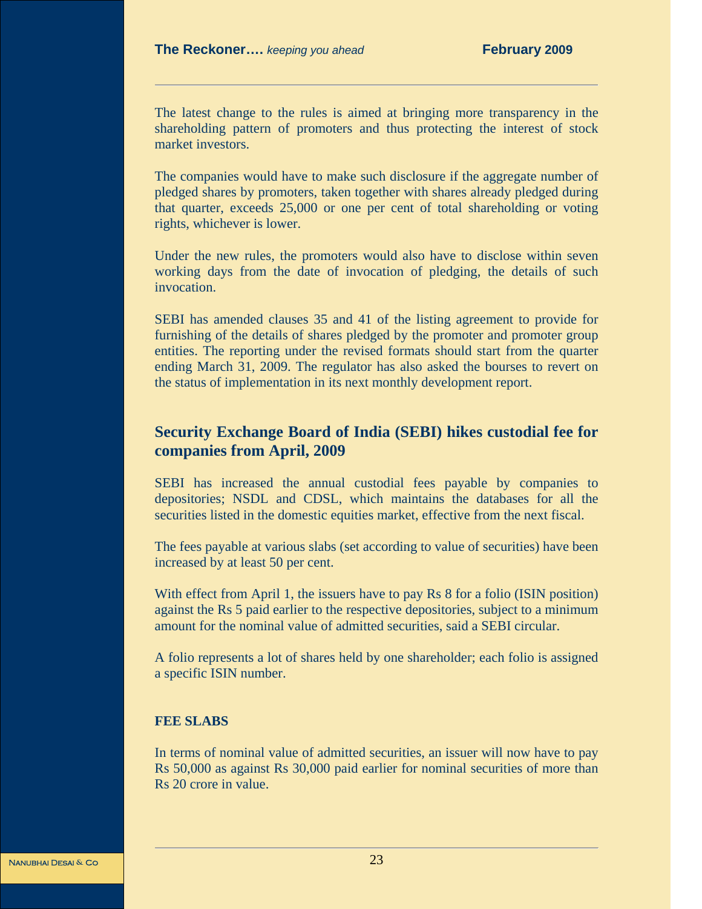The latest change to the rules is aimed at bringing more transparency in the shareholding pattern of promoters and thus protecting the interest of stock market investors.

The companies would have to make such disclosure if the aggregate number of pledged shares by promoters, taken together with shares already pledged during that quarter, exceeds 25,000 or one per cent of total shareholding or voting rights, whichever is lower.

Under the new rules, the promoters would also have to disclose within seven working days from the date of invocation of pledging, the details of such invocation.

SEBI has amended clauses 35 and 41 of the listing agreement to provide for furnishing of the details of shares pledged by the promoter and promoter group entities. The reporting under the revised formats should start from the quarter ending March 31, 2009. The regulator has also asked the bourses to revert on the status of implementation in its next monthly development report.

## Security Exchange Board of India (SEBI) hikes custodial fee for companies from April, 2009

SEBI has increased the annual custodial fees payable by companies to depositories; NSDL and CDSL, which maintains the databases for all the securities listed in the domestic equities market, effective from the next fiscal.

The fees payable at various slabs (set according to value of securities) have been increased by at least 50 per cent.

With effect from April 1, the issuers have to pay Rs 8 for a folio (ISIN position) against the Rs 5 paid earlier to the respective depositories, subject to a minimum amount for the nominal value of admitted securities, said a SEBI circular.

A folio represents a lot of shares held by one shareholder; each folio is assigned a specific ISIN number.

### FEE SLABS

In terms of nominal value of admitted securities, an issuer will now have to pay Rs 50,000 as against Rs 30,000 paid earlier for nominal securities of more than Rs 20 crore in value.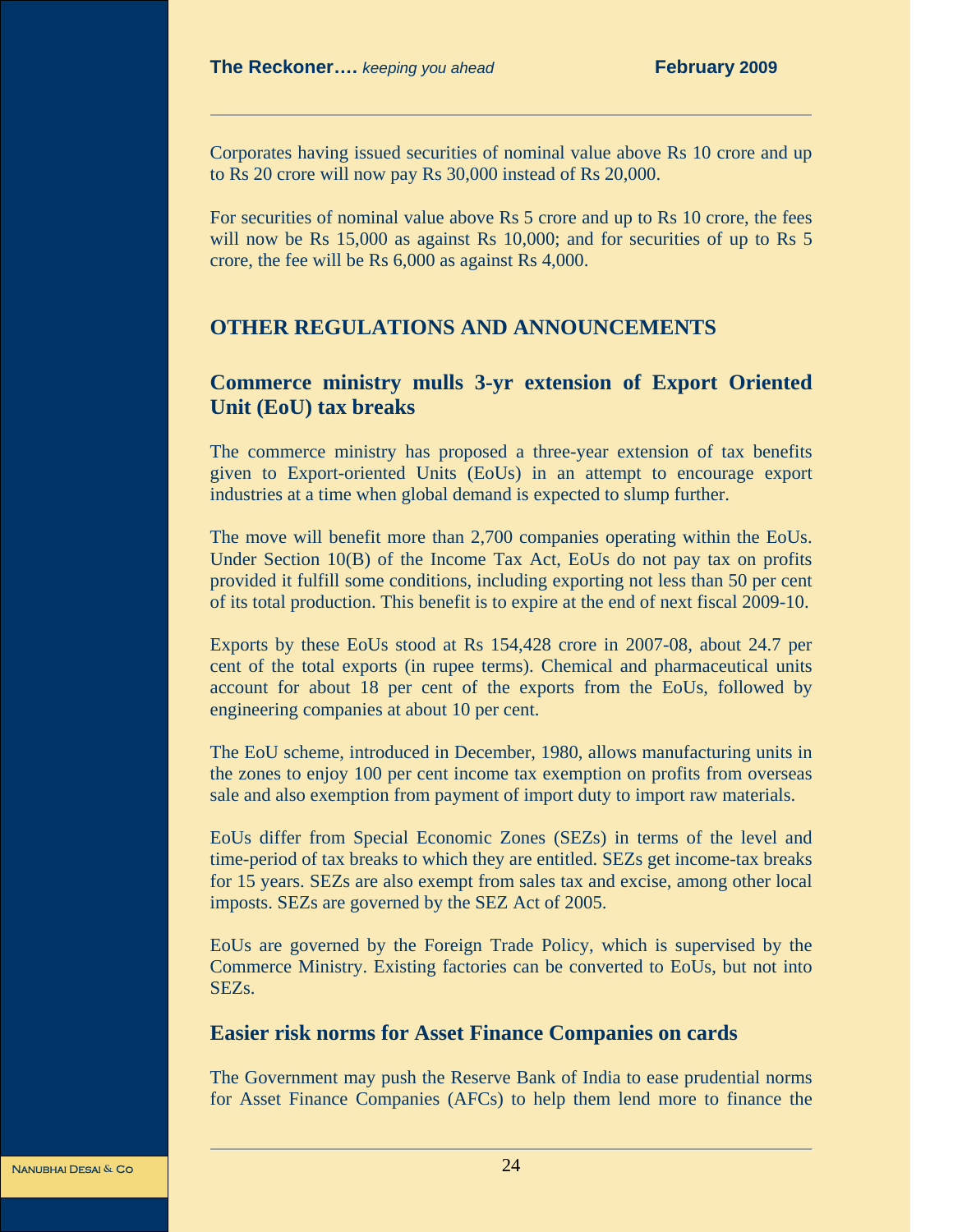Corporates having issued securities of nominal value above Rs 10 crore and up to Rs 20 crore will now pay Rs 30,000 instead of Rs 20,000.

For securities of nominal value above Rs 5 crore and up to Rs 10 crore, the fees will now be Rs 15,000 as against Rs 10,000; and for securities of up to Rs 5 crore, the fee will be Rs 6,000 as against Rs 4,000.

## OTHER REGULATIONS AND ANNOUNCEMENTS

### Commerce ministry mulls 3-yr extension of Export Oriented Unit (EoU) tax breaks

The commerce ministry has proposed a three-year extension of tax benefits given to Export-oriented Units (EoUs) in an attempt to encourage export industries at a time when global demand is expected to slump further.

The move will benefit more than 2,700 companies operating within the EoUs. Under Section 10(B) of the Income Tax Act, EoUs do not pay tax on profits provided it fulfill some conditions, including exporting not less than 50 per cent of its total production. This benefit is to expire at the end of next fiscal 2009-10.

Exports by these EoUs stood at Rs 154,428 crore in 2007-08, about 24.7 per cent of the total exports (in rupee terms). Chemical and pharmaceutical units account for about 18 per cent of the exports from the EoUs, followed by engineering companies at about 10 per cent.

The EoU scheme, introduced in December, 1980, allows manufacturing units in the zones to enjoy 100 per cent income tax exemption on profits from overseas sale and also exemption from payment of import duty to import raw materials.

EoUs differ from Special Economic Zones (SEZs) in terms of the level and time-period of tax breaks to which they are entitled. SEZs get income-tax breaks for 15 years. SEZs are also exempt from sales tax and excise, among other local imposts. SEZs are governed by the SEZ Act of 2005.

EoUs are governed by the Foreign Trade Policy, which is supervised by the Commerce Ministry. Existing factories can be converted to EoUs, but not into SEZs.

### Easier risk norms for Asset Finance Companies on cards

The Government may push the Reserve Bank of India to ease prudential norms for Asset Finance Companies (AFCs) to help them lend more to finance the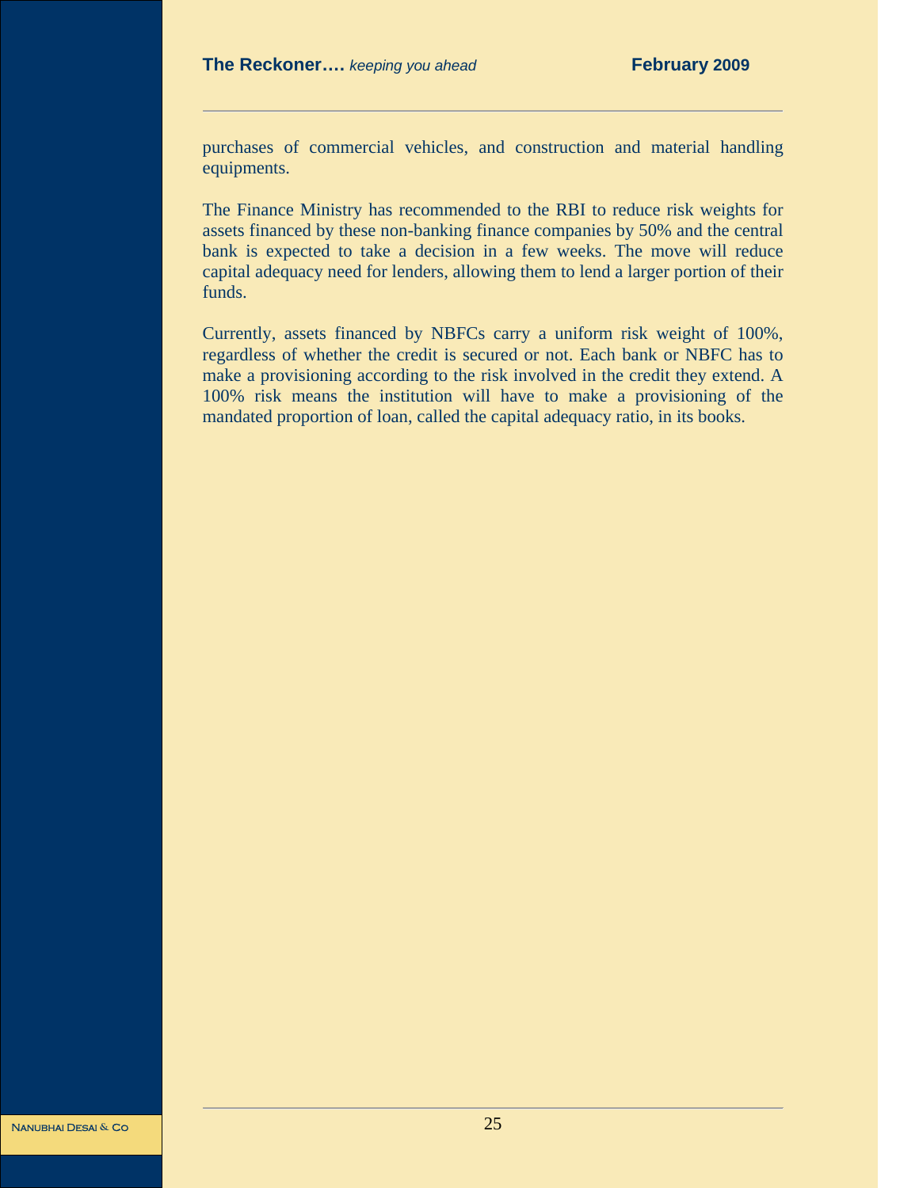purchases of commercial vehicles, and construction and material handling equipments.

The Finance Ministry has recommended to the RBI to reduce risk weights for assets financed by these non-banking finance companies by 50% and the central bank is expected to take a decision in a few weeks. The move will reduce capital adequacy need for lenders, allowing them to lend a larger portion of their funds.

Currently, assets financed by NBFCs carry a uniform risk weight of 100%, regardless of whether the credit is secured or not. Each bank or NBFC has to make a provisioning according to the risk involved in the credit they extend. A 100% risk means the institution will have to make a provisioning of the mandated proportion of loan, called the capital adequacy ratio, in its books.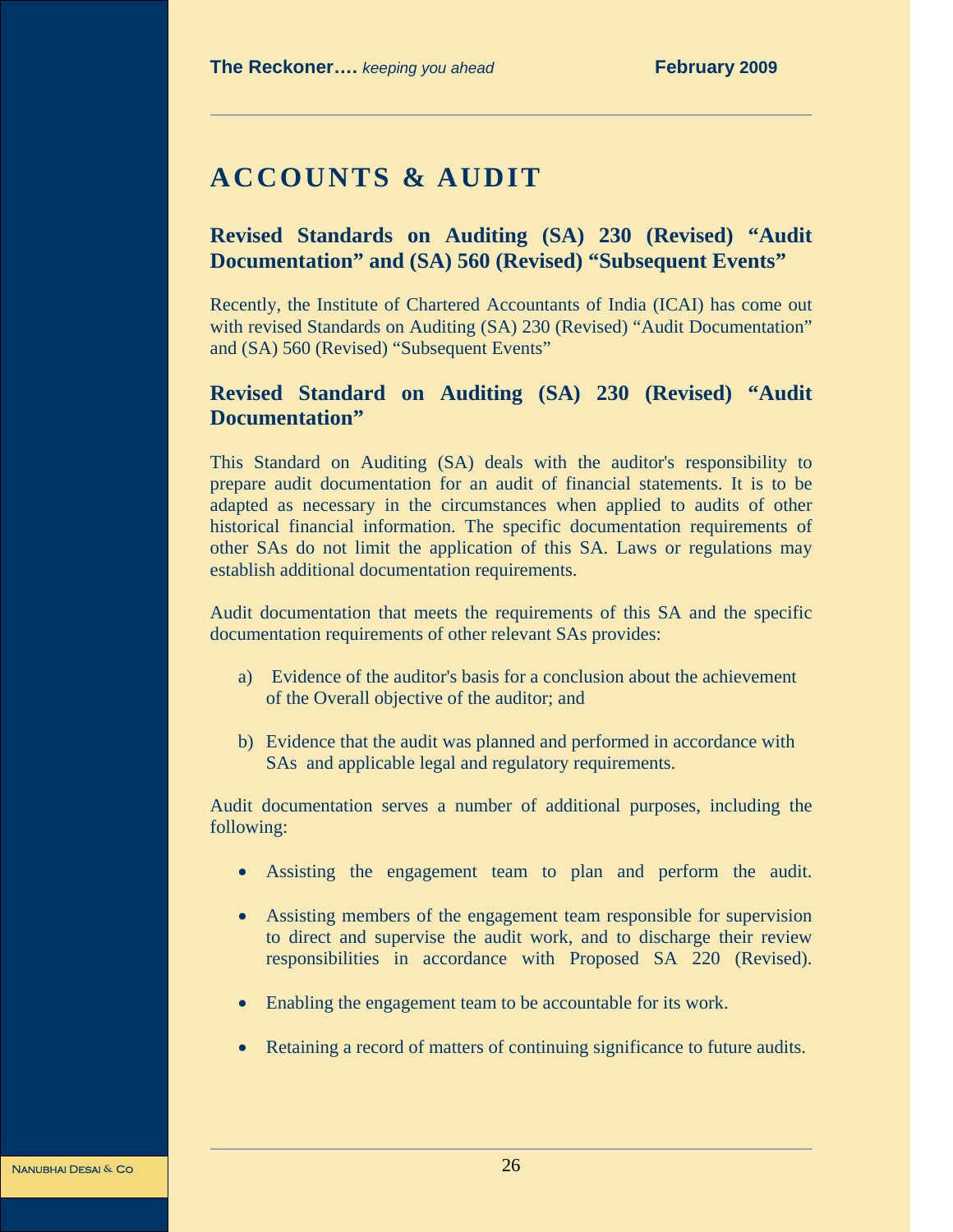# ACCOUNTS & AUDIT

## Revised Standards on Auditing (SA) 230 (Revised) "Audit Documentation" and (SA) 560 (Revised) "Subsequent Events"

Recently, the Institute of Chartered Accountants of India (ICAI) has come out with revised Standards on Auditing (SA) 230 (Revised) "Audit Documentation" and (SA) 560 (Revised) "Subsequent Events"

## Revised Standard on Auditing (SA) 230 (Revised) "Audit Documentation"

This Standard on Auditing (SA) deals with the auditor's responsibility to prepare audit documentation for an audit of financial statements. It is to be adapted as necessary in the circumstances when applied to audits of other historical financial information. The specific documentation requirements of other SAs do not limit the application of this SA. Laws or regulations may establish additional documentation requirements.

Audit documentation that meets the requirements of this SA and the specific documentation requirements of other relevant SAs provides:

a) Evidence of the auditor's basis for a conclusion about the achievement of the Overall objective of the auditor; and

b) Evidence that the audit was planned and performed in accordance with SAs and applicable legal and regulatory requirements.

Audit documentation serves a number of additional purposes, including the following:

- Assisting the engagement team to plan and perform the audit.
- Assisting members of the engagement team responsible for supervision to direct and supervise the audit work, and to discharge their review responsibilities in accordance with Proposed SA 220 (Revised).
- Enabling the engagement team to be accountable for its work.
- Retaining a record of matters of continuing significance to future audits.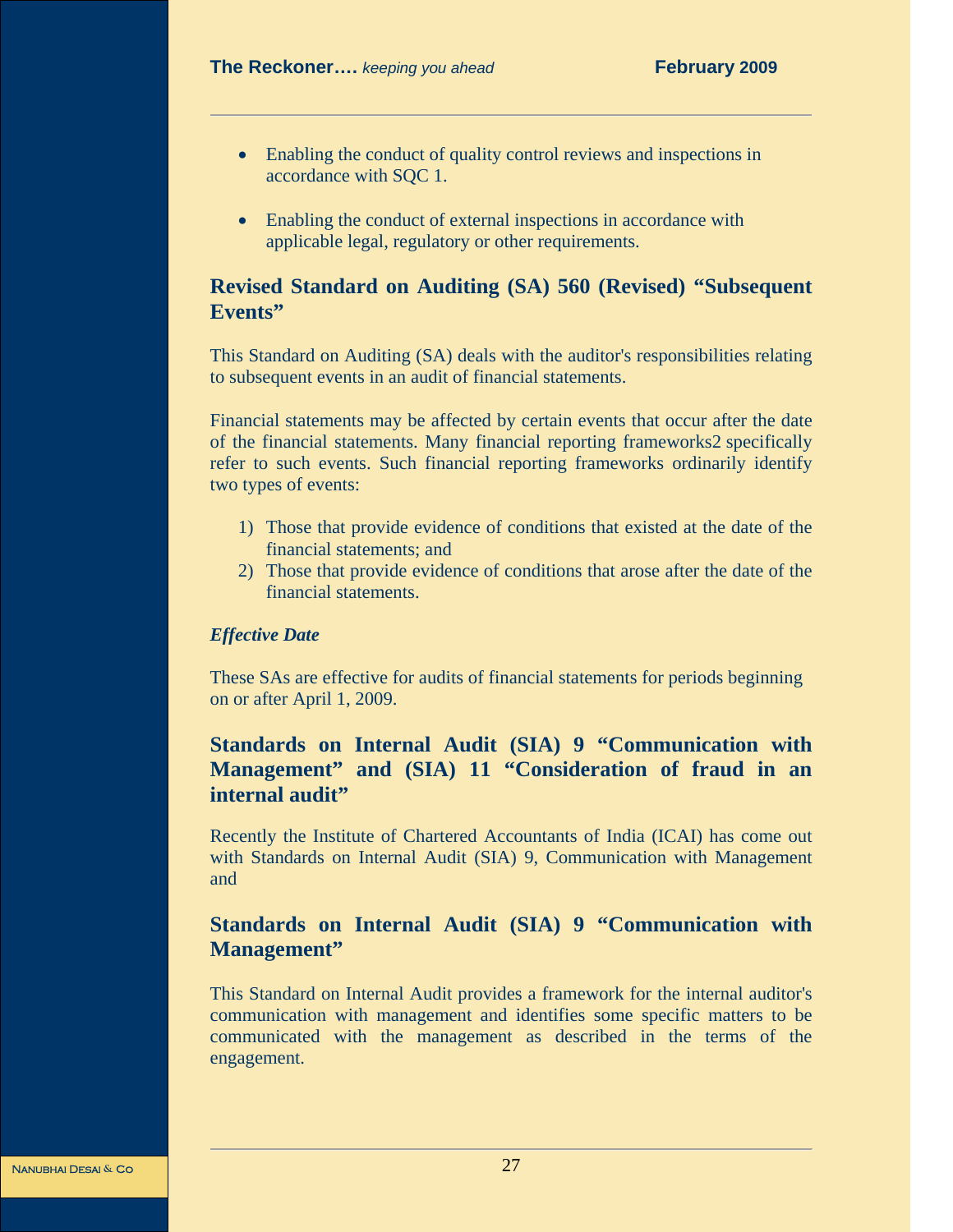- Enabling the conduct of quality control reviews and inspections in accordance with SQC 1.
- Enabling the conduct of external inspections in accordance with applicable legal, regulatory or other requirements.

## Revised Standard on Auditing (SA) 560 (Revised) "Subsequent Events"

This Standard on Auditing (SA) deals with the auditor's responsibilities relating to subsequent events in an audit of financial statements.

Financial statements may be affected by certain events that occur after the date of the financial statements. Many financial reporting frameworks2 specifically refer to such events. Such financial reporting frameworks ordinarily identify two types of events:

1) Those that provide evidence of conditions that existed at the date of the financial statements; and
2) Those that provide evidence of conditions that arose after the date of the financial statements.

***Effective Date***

These SAs are effective for audits of financial statements for periods beginning on or after April 1, 2009.

## Standards on Internal Audit (SIA) 9 "Communication with Management" and (SIA) 11 "Consideration of fraud in an internal audit"

Recently the Institute of Chartered Accountants of India (ICAI) has come out with Standards on Internal Audit (SIA) 9, Communication with Management and

## Standards on Internal Audit (SIA) 9 "Communication with Management"

This Standard on Internal Audit provides a framework for the internal auditor's communication with management and identifies some specific matters to be communicated with the management as described in the terms of the engagement.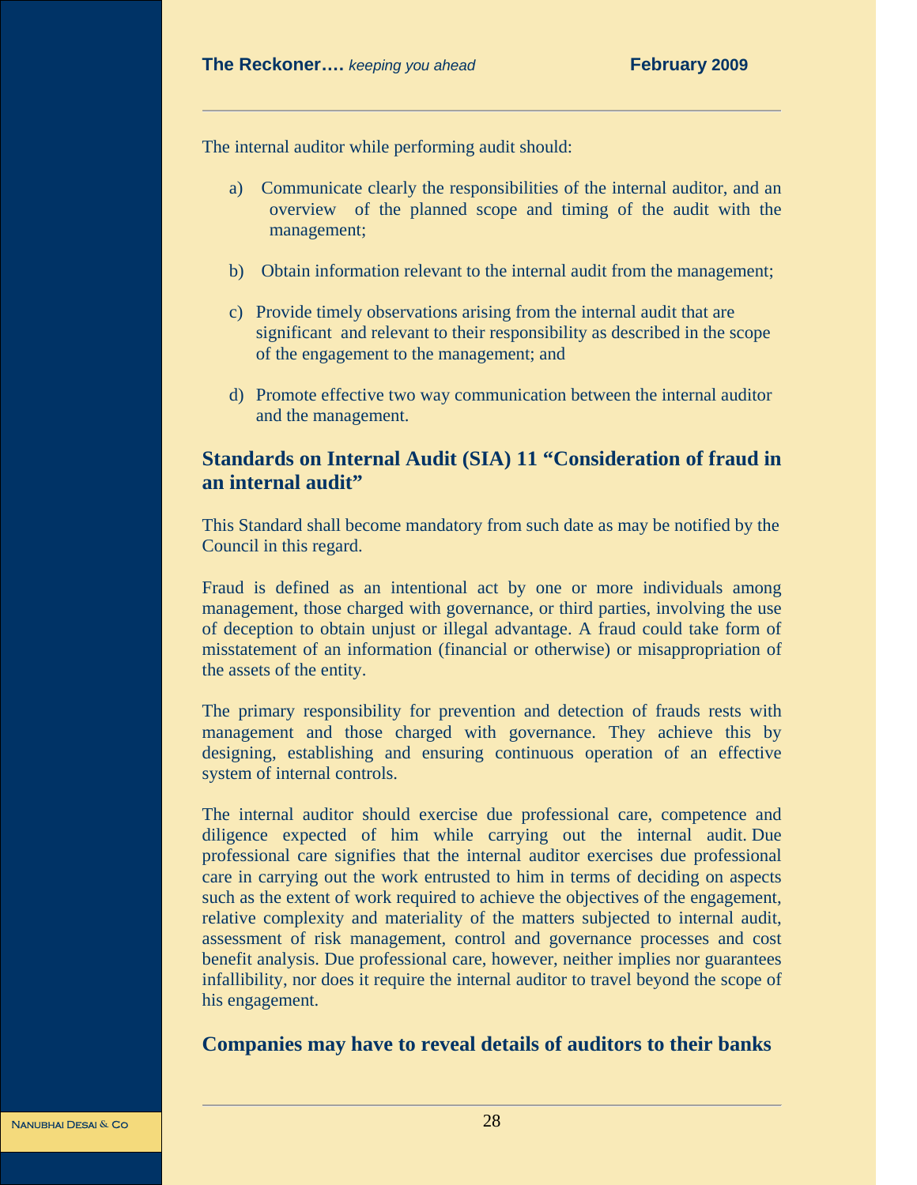The internal auditor while performing audit should:

a) Communicate clearly the responsibilities of the internal auditor, and an overview of the planned scope and timing of the audit with the management;

b) Obtain information relevant to the internal audit from the management;

c) Provide timely observations arising from the internal audit that are significant and relevant to their responsibility as described in the scope of the engagement to the management; and

d) Promote effective two way communication between the internal auditor and the management.

## Standards on Internal Audit (SIA) 11 "Consideration of fraud in an internal audit"

This Standard shall become mandatory from such date as may be notified by the Council in this regard.

Fraud is defined as an intentional act by one or more individuals among management, those charged with governance, or third parties, involving the use of deception to obtain unjust or illegal advantage. A fraud could take form of misstatement of an information (financial or otherwise) or misappropriation of the assets of the entity.

The primary responsibility for prevention and detection of frauds rests with management and those charged with governance. They achieve this by designing, establishing and ensuring continuous operation of an effective system of internal controls.

The internal auditor should exercise due professional care, competence and diligence expected of him while carrying out the internal audit. Due professional care signifies that the internal auditor exercises due professional care in carrying out the work entrusted to him in terms of deciding on aspects such as the extent of work required to achieve the objectives of the engagement, relative complexity and materiality of the matters subjected to internal audit, assessment of risk management, control and governance processes and cost benefit analysis. Due professional care, however, neither implies nor guarantees infallibility, nor does it require the internal auditor to travel beyond the scope of his engagement.

## Companies may have to reveal details of auditors to their banks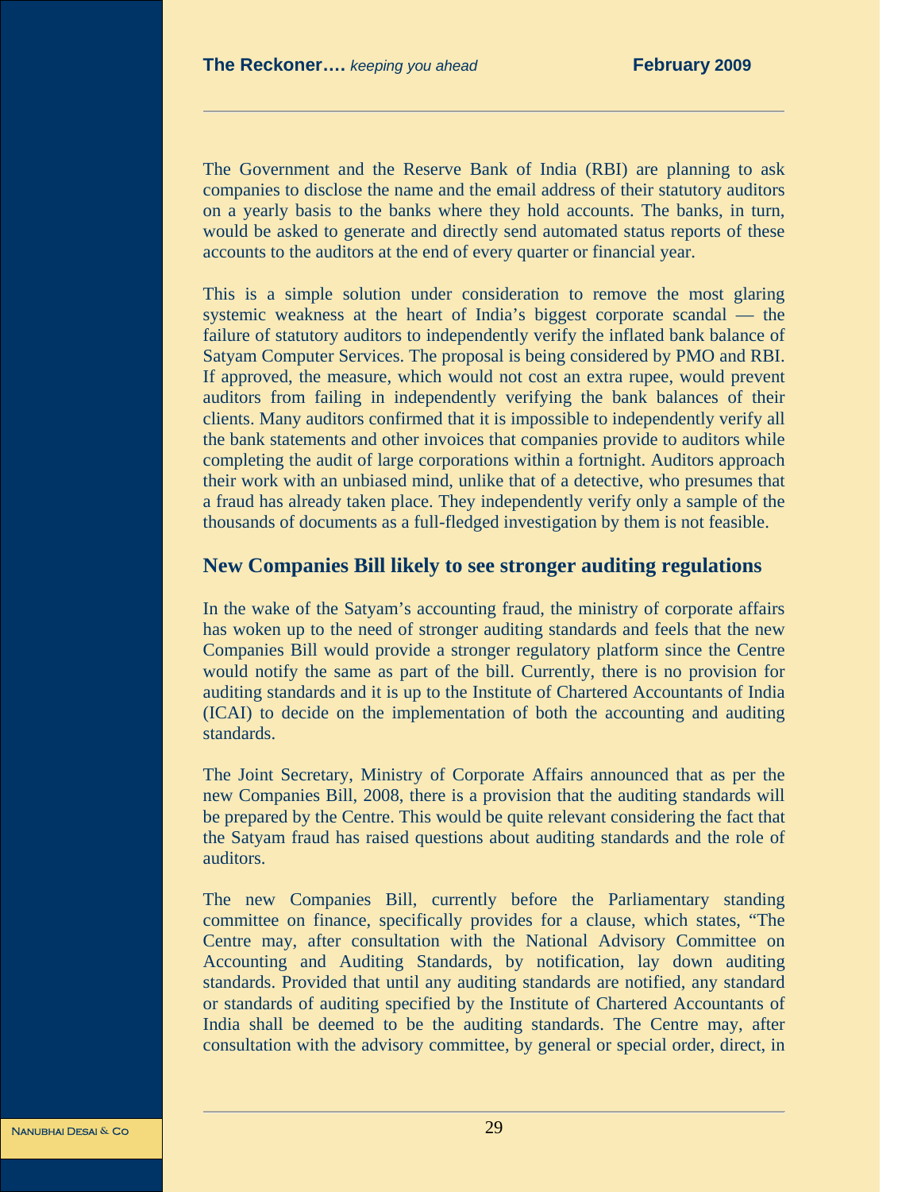The Government and the Reserve Bank of India (RBI) are planning to ask companies to disclose the name and the email address of their statutory auditors on a yearly basis to the banks where they hold accounts. The banks, in turn, would be asked to generate and directly send automated status reports of these accounts to the auditors at the end of every quarter or financial year.

This is a simple solution under consideration to remove the most glaring systemic weakness at the heart of India's biggest corporate scandal — the failure of statutory auditors to independently verify the inflated bank balance of Satyam Computer Services. The proposal is being considered by PMO and RBI. If approved, the measure, which would not cost an extra rupee, would prevent auditors from failing in independently verifying the bank balances of their clients. Many auditors confirmed that it is impossible to independently verify all the bank statements and other invoices that companies provide to auditors while completing the audit of large corporations within a fortnight. Auditors approach their work with an unbiased mind, unlike that of a detective, who presumes that a fraud has already taken place. They independently verify only a sample of the thousands of documents as a full-fledged investigation by them is not feasible.

## New Companies Bill likely to see stronger auditing regulations

In the wake of the Satyam's accounting fraud, the ministry of corporate affairs has woken up to the need of stronger auditing standards and feels that the new Companies Bill would provide a stronger regulatory platform since the Centre would notify the same as part of the bill. Currently, there is no provision for auditing standards and it is up to the Institute of Chartered Accountants of India (ICAI) to decide on the implementation of both the accounting and auditing standards.

The Joint Secretary, Ministry of Corporate Affairs announced that as per the new Companies Bill, 2008, there is a provision that the auditing standards will be prepared by the Centre. This would be quite relevant considering the fact that the Satyam fraud has raised questions about auditing standards and the role of auditors.

The new Companies Bill, currently before the Parliamentary standing committee on finance, specifically provides for a clause, which states, "The Centre may, after consultation with the National Advisory Committee on Accounting and Auditing Standards, by notification, lay down auditing standards. Provided that until any auditing standards are notified, any standard or standards of auditing specified by the Institute of Chartered Accountants of India shall be deemed to be the auditing standards. The Centre may, after consultation with the advisory committee, by general or special order, direct, in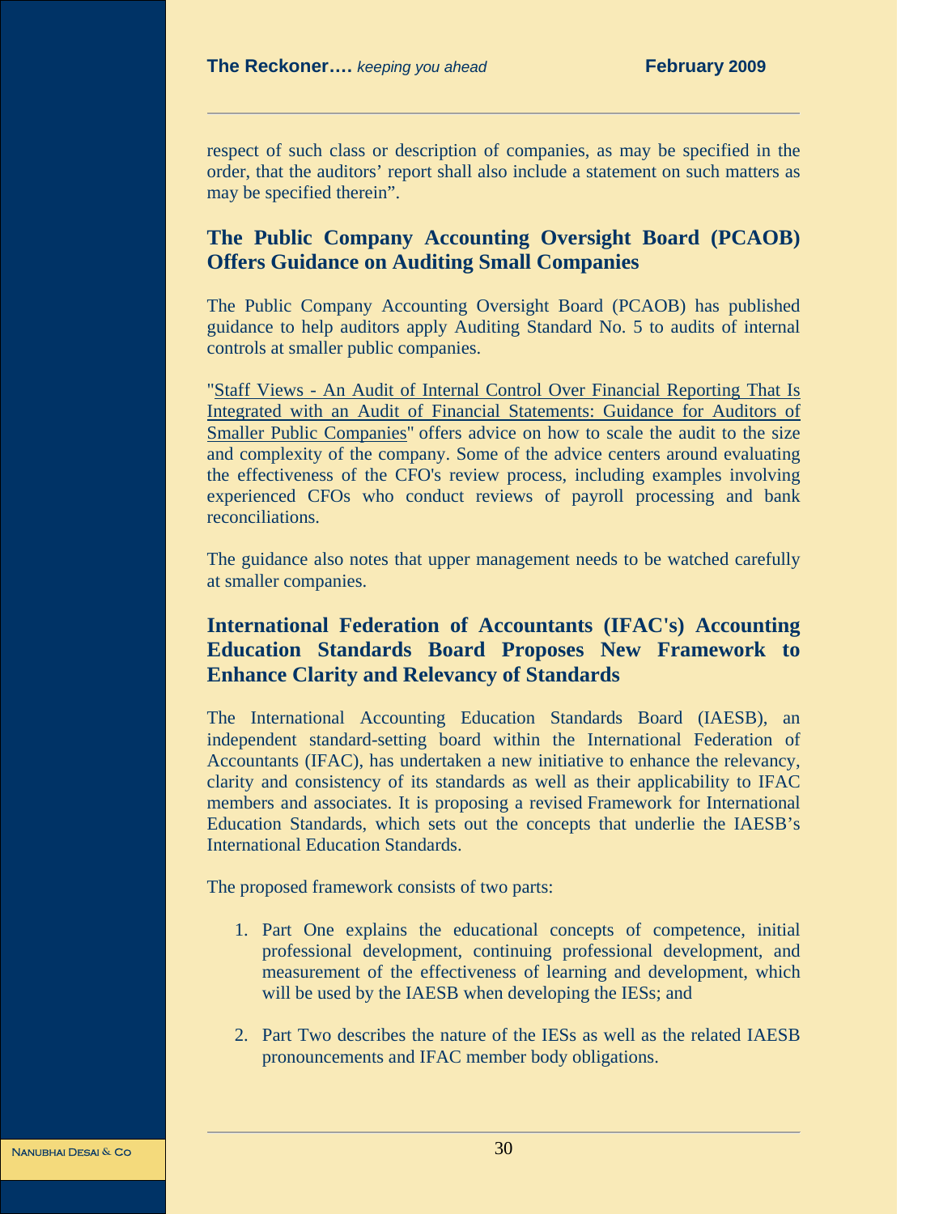respect of such class or description of companies, as may be specified in the order, that the auditors' report shall also include a statement on such matters as may be specified therein".

## The Public Company Accounting Oversight Board (PCAOB) Offers Guidance on Auditing Small Companies

The Public Company Accounting Oversight Board (PCAOB) has published guidance to help auditors apply Auditing Standard No. 5 to audits of internal controls at smaller public companies.

"Staff Views - An Audit of Internal Control Over Financial Reporting That Is Integrated with an Audit of Financial Statements: Guidance for Auditors of Smaller Public Companies" offers advice on how to scale the audit to the size and complexity of the company. Some of the advice centers around evaluating the effectiveness of the CFO's review process, including examples involving experienced CFOs who conduct reviews of payroll processing and bank reconciliations.

The guidance also notes that upper management needs to be watched carefully at smaller companies.

## International Federation of Accountants (IFAC's) Accounting Education Standards Board Proposes New Framework to Enhance Clarity and Relevancy of Standards

The International Accounting Education Standards Board (IAESB), an independent standard-setting board within the International Federation of Accountants (IFAC), has undertaken a new initiative to enhance the relevancy, clarity and consistency of its standards as well as their applicability to IFAC members and associates. It is proposing a revised Framework for International Education Standards, which sets out the concepts that underlie the IAESB's International Education Standards.

The proposed framework consists of two parts:

1. Part One explains the educational concepts of competence, initial professional development, continuing professional development, and measurement of the effectiveness of learning and development, which will be used by the IAESB when developing the IESs; and
2. Part Two describes the nature of the IESs as well as the related IAESB pronouncements and IFAC member body obligations.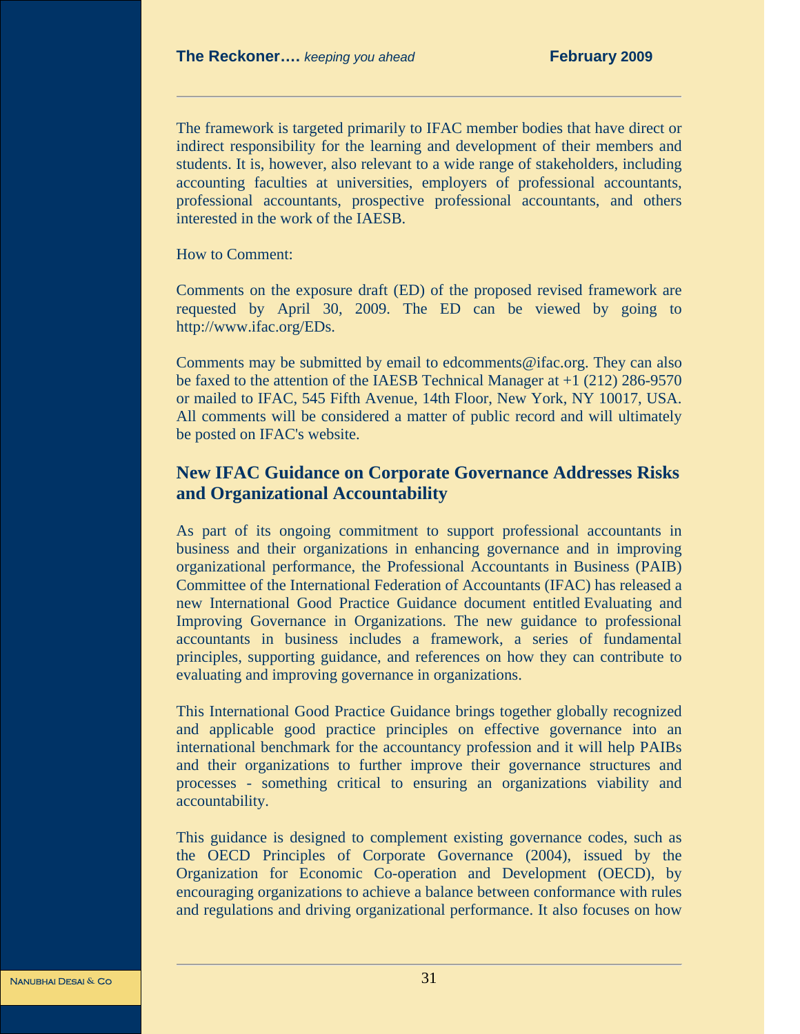The framework is targeted primarily to IFAC member bodies that have direct or indirect responsibility for the learning and development of their members and students. It is, however, also relevant to a wide range of stakeholders, including accounting faculties at universities, employers of professional accountants, professional accountants, prospective professional accountants, and others interested in the work of the IAESB.

How to Comment:

Comments on the exposure draft (ED) of the proposed revised framework are requested by April 30, 2009. The ED can be viewed by going to http://www.ifac.org/EDs.

Comments may be submitted by email to edcomments@ifac.org. They can also be faxed to the attention of the IAESB Technical Manager at +1 (212) 286-9570 or mailed to IFAC, 545 Fifth Avenue, 14th Floor, New York, NY 10017, USA. All comments will be considered a matter of public record and will ultimately be posted on IFAC's website.

## New IFAC Guidance on Corporate Governance Addresses Risks and Organizational Accountability

As part of its ongoing commitment to support professional accountants in business and their organizations in enhancing governance and in improving organizational performance, the Professional Accountants in Business (PAIB) Committee of the International Federation of Accountants (IFAC) has released a new International Good Practice Guidance document entitled Evaluating and Improving Governance in Organizations. The new guidance to professional accountants in business includes a framework, a series of fundamental principles, supporting guidance, and references on how they can contribute to evaluating and improving governance in organizations.

This International Good Practice Guidance brings together globally recognized and applicable good practice principles on effective governance into an international benchmark for the accountancy profession and it will help PAIBs and their organizations to further improve their governance structures and processes - something critical to ensuring an organizations viability and accountability.

This guidance is designed to complement existing governance codes, such as the OECD Principles of Corporate Governance (2004), issued by the Organization for Economic Co-operation and Development (OECD), by encouraging organizations to achieve a balance between conformance with rules and regulations and driving organizational performance. It also focuses on how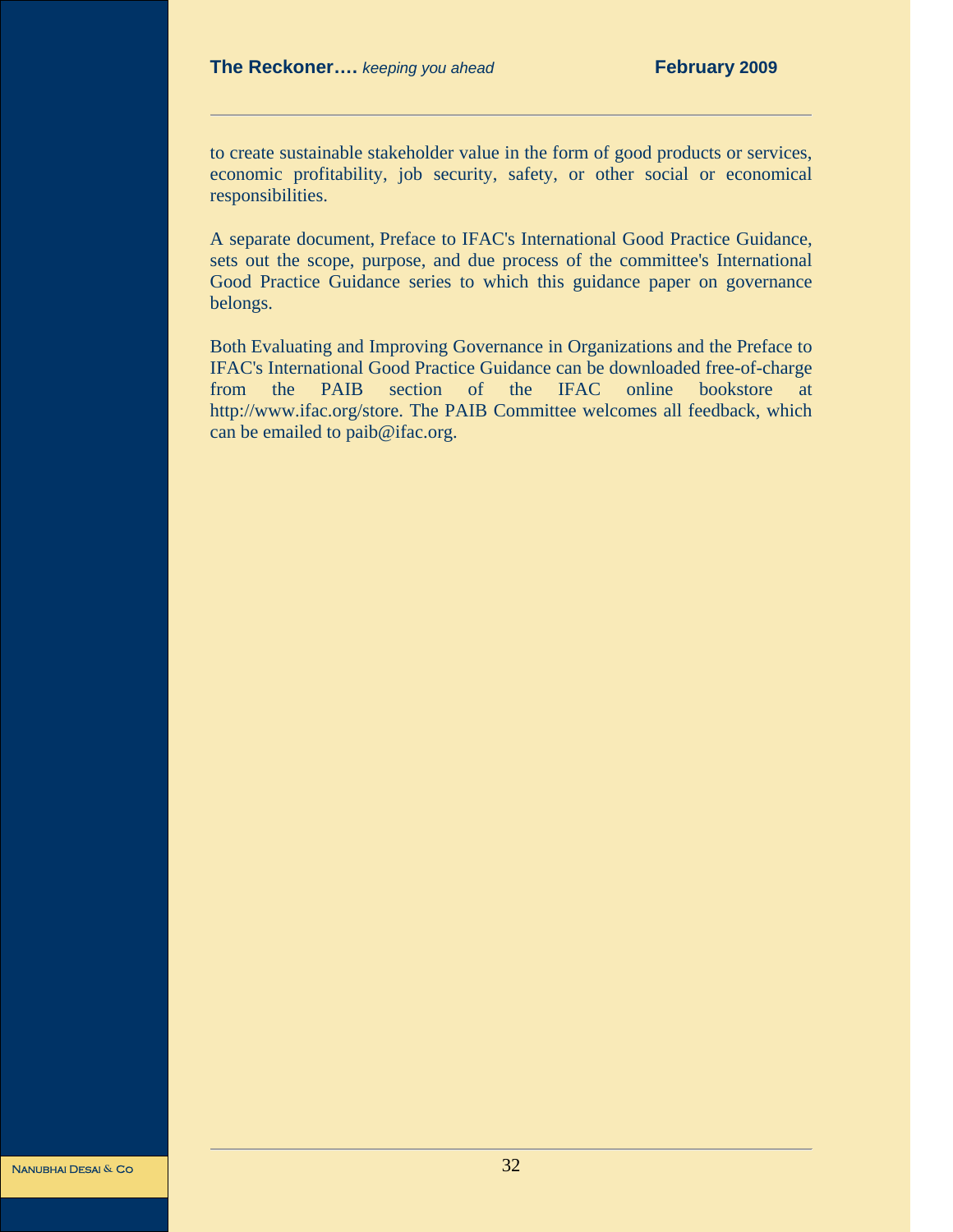to create sustainable stakeholder value in the form of good products or services, economic profitability, job security, safety, or other social or economical responsibilities.

A separate document, Preface to IFAC's International Good Practice Guidance, sets out the scope, purpose, and due process of the committee's International Good Practice Guidance series to which this guidance paper on governance belongs.

Both Evaluating and Improving Governance in Organizations and the Preface to IFAC's International Good Practice Guidance can be downloaded free-of-charge from the PAIB section of the IFAC online bookstore at http://www.ifac.org/store. The PAIB Committee welcomes all feedback, which can be emailed to paib@ifac.org.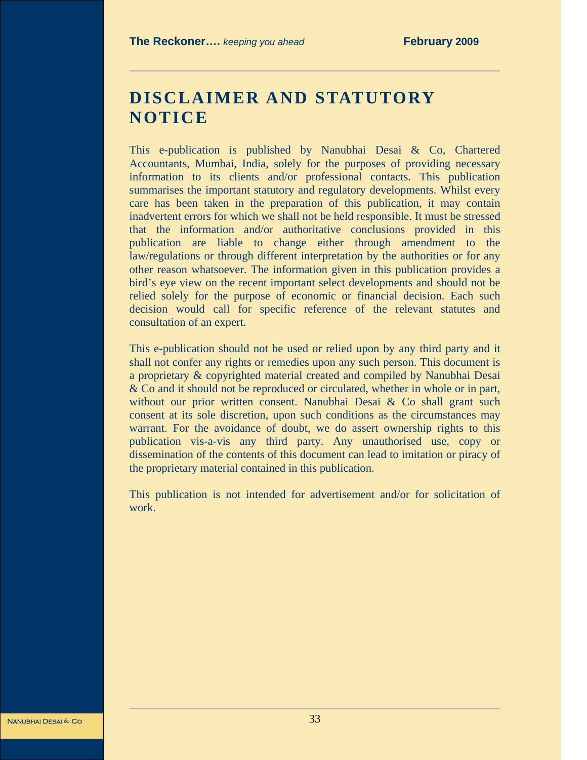# DISCLAIMER AND STATUTORY NOTICE

This e-publication is published by Nanubhai Desai & Co, Chartered Accountants, Mumbai, India, solely for the purposes of providing necessary information to its clients and/or professional contacts. This publication summarises the important statutory and regulatory developments. Whilst every care has been taken in the preparation of this publication, it may contain inadvertent errors for which we shall not be held responsible. It must be stressed that the information and/or authoritative conclusions provided in this publication are liable to change either through amendment to the law/regulations or through different interpretation by the authorities or for any other reason whatsoever. The information given in this publication provides a bird's eye view on the recent important select developments and should not be relied solely for the purpose of economic or financial decision. Each such decision would call for specific reference of the relevant statutes and consultation of an expert.

This e-publication should not be used or relied upon by any third party and it shall not confer any rights or remedies upon any such person. This document is a proprietary & copyrighted material created and compiled by Nanubhai Desai & Co and it should not be reproduced or circulated, whether in whole or in part, without our prior written consent. Nanubhai Desai & Co shall grant such consent at its sole discretion, upon such conditions as the circumstances may warrant. For the avoidance of doubt, we do assert ownership rights to this publication vis-a-vis any third party. Any unauthorised use, copy or dissemination of the contents of this document can lead to imitation or piracy of the proprietary material contained in this publication.

This publication is not intended for advertisement and/or for solicitation of work.